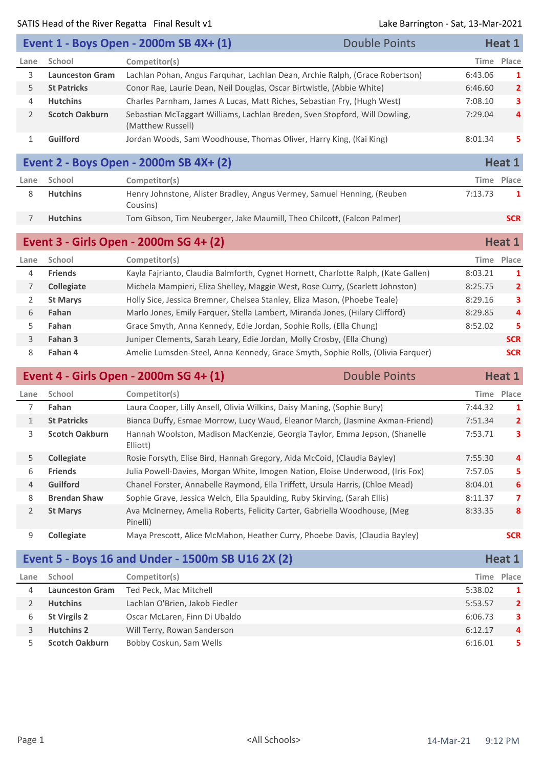SATIS Head of the River Regatta Final Result v1

Lake Barrington - Sat, 13-Mar-2021

## Event 1 - Boys Open - 2000m SB 4X+ (1) — Double Points — Heat 1

| Lane | School | Competitor(s) | Time | Place |
|---|---|---|---|---|
| 3 | **Launceston Gram** | Lachlan Pohan, Angus Farquhar, Lachlan Dean, Archie Ralph, (Grace Robertson) | 6:43.06 | 1 |
| 5 | **St Patricks** | Conor Rae, Laurie Dean, Neil Douglas, Oscar Birtwistle, (Abbie White) | 6:46.60 | 2 |
| 4 | **Hutchins** | Charles Parnham, James A Lucas, Matt Riches, Sebastian Fry, (Hugh West) | 7:08.10 | 3 |
| 2 | **Scotch Oakburn** | Sebastian McTaggart Williams, Lachlan Breden, Sven Stopford, Will Dowling, (Matthew Russell) | 7:29.04 | 4 |
| 1 | **Guilford** | Jordan Woods, Sam Woodhouse, Thomas Oliver, Harry King, (Kai King) | 8:01.34 | 5 |

## Event 2 - Boys Open - 2000m SB 4X+ (2) — Heat 1

| Lane | School | Competitor(s) | Time | Place |
|---|---|---|---|---|
| 8 | **Hutchins** | Henry Johnstone, Alister Bradley, Angus Vermey, Samuel Henning, (Reuben Cousins) | 7:13.73 | 1 |
| 7 | **Hutchins** | Tom Gibson, Tim Neuberger, Jake Maumill, Theo Chilcott, (Falcon Palmer) | | SCR |

## Event 3 - Girls Open - 2000m SG 4+ (2) — Heat 1

| Lane | School | Competitor(s) | Time | Place |
|---|---|---|---|---|
| 4 | **Friends** | Kayla Fajrianto, Claudia Balmforth, Cygnet Hornett, Charlotte Ralph, (Kate Gallen) | 8:03.21 | 1 |
| 7 | **Collegiate** | Michela Mampieri, Eliza Shelley, Maggie West, Rose Curry, (Scarlett Johnston) | 8:25.75 | 2 |
| 2 | **St Marys** | Holly Sice, Jessica Bremner, Chelsea Stanley, Eliza Mason, (Phoebe Teale) | 8:29.16 | 3 |
| 6 | **Fahan** | Marlo Jones, Emily Farquer, Stella Lambert, Miranda Jones, (Hilary Clifford) | 8:29.85 | 4 |
| 5 | **Fahan** | Grace Smyth, Anna Kennedy, Edie Jordan, Sophie Rolls, (Ella Chung) | 8:52.02 | 5 |
| 3 | **Fahan 3** | Juniper Clements, Sarah Leary, Edie Jordan, Molly Crosby, (Ella Chung) | | SCR |
| 8 | **Fahan 4** | Amelie Lumsden-Steel, Anna Kennedy, Grace Smyth, Sophie Rolls, (Olivia Farquer) | | SCR |

## Event 4 - Girls Open - 2000m SG 4+ (1) — Double Points — Heat 1

| Lane | School | Competitor(s) | Time | Place |
|---|---|---|---|---|
| 7 | **Fahan** | Laura Cooper, Lilly Ansell, Olivia Wilkins, Daisy Maning, (Sophie Bury) | 7:44.32 | 1 |
| 1 | **St Patricks** | Bianca Duffy, Esmae Morrow, Lucy Waud, Eleanor March, (Jasmine Axman-Friend) | 7:51.34 | 2 |
| 3 | **Scotch Oakburn** | Hannah Woolston, Madison MacKenzie, Georgia Taylor, Emma Jepson, (Shanelle Elliott) | 7:53.71 | 3 |
| 5 | **Collegiate** | Rosie Forsyth, Elise Bird, Hannah Gregory, Aida McCoid, (Claudia Bayley) | 7:55.30 | 4 |
| 6 | **Friends** | Julia Powell-Davies, Morgan White, Imogen Nation, Eloise Underwood, (Iris Fox) | 7:57.05 | 5 |
| 4 | **Guilford** | Chanel Forster, Annabelle Raymond, Ella Triffett, Ursula Harris, (Chloe Mead) | 8:04.01 | 6 |
| 8 | **Brendan Shaw** | Sophie Grave, Jessica Welch, Ella Spaulding, Ruby Skirving, (Sarah Ellis) | 8:11.37 | 7 |
| 2 | **St Marys** | Ava McInerney, Amelia Roberts, Felicity Carter, Gabriella Woodhouse, (Meg Pinelli) | 8:33.35 | 8 |
| 9 | **Collegiate** | Maya Prescott, Alice McMahon, Heather Curry, Phoebe Davis, (Claudia Bayley) | | SCR |

## Event 5 - Boys 16 and Under - 1500m SB U16 2X (2) — Heat 1

| Lane | School | Competitor(s) | Time | Place |
|---|---|---|---|---|
| 4 | **Launceston Gram** | Ted Peck, Mac Mitchell | 5:38.02 | 1 |
| 2 | **Hutchins** | Lachlan O'Brien, Jakob Fiedler | 5:53.57 | 2 |
| 6 | **St Virgils 2** | Oscar McLaren, Finn Di Ubaldo | 6:06.73 | 3 |
| 3 | **Hutchins 2** | Will Terry, Rowan Sanderson | 6:12.17 | 4 |
| 5 | **Scotch Oakburn** | Bobby Coskun, Sam Wells | 6:16.01 | 5 |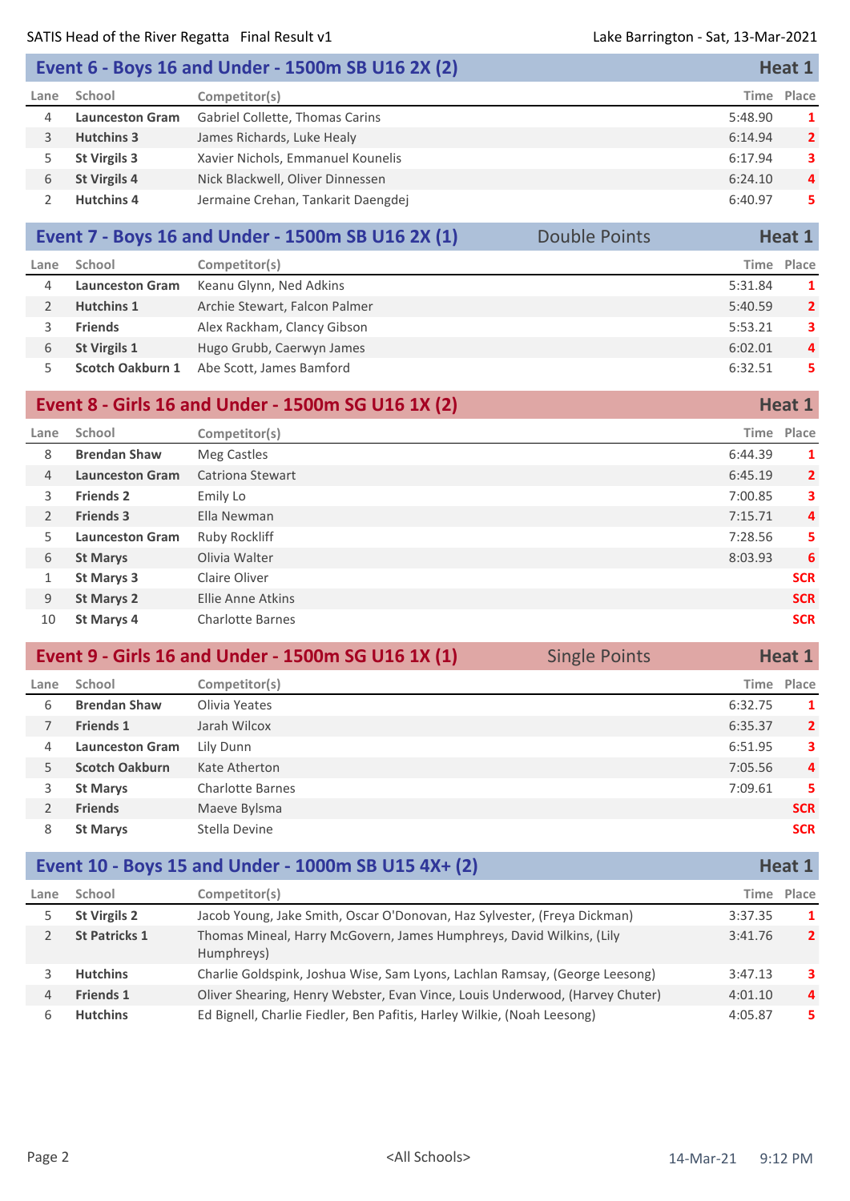## Event 6 - Boys 16 and Under - 1500m SB U16 2X (2) — Heat 1

| Lane | School | Competitor(s) | Time | Place |
|---|---|---|---|---|
| 4 | **Launceston Gram** | Gabriel Collette, Thomas Carins | 5:48.90 | 1 |
| 3 | **Hutchins 3** | James Richards, Luke Healy | 6:14.94 | 2 |
| 5 | **St Virgils 3** | Xavier Nichols, Emmanuel Kounelis | 6:17.94 | 3 |
| 6 | **St Virgils 4** | Nick Blackwell, Oliver Dinnessen | 6:24.10 | 4 |
| 2 | **Hutchins 4** | Jermaine Crehan, Tankarit Daengdej | 6:40.97 | 5 |

## Event 7 - Boys 16 and Under - 1500m SB U16 2X (1) — Double Points — Heat 1

| Lane | School | Competitor(s) | Time | Place |
|---|---|---|---|---|
| 4 | **Launceston Gram** | Keanu Glynn, Ned Adkins | 5:31.84 | 1 |
| 2 | **Hutchins 1** | Archie Stewart, Falcon Palmer | 5:40.59 | 2 |
| 3 | **Friends** | Alex Rackham, Clancy Gibson | 5:53.21 | 3 |
| 6 | **St Virgils 1** | Hugo Grubb, Caerwyn James | 6:02.01 | 4 |
| 5 | **Scotch Oakburn 1** | Abe Scott, James Bamford | 6:32.51 | 5 |

## Event 8 - Girls 16 and Under - 1500m SG U16 1X (2) — Heat 1

| Lane | School | Competitor(s) | Time | Place |
|---|---|---|---|---|
| 8 | **Brendan Shaw** | Meg Castles | 6:44.39 | 1 |
| 4 | **Launceston Gram** | Catriona Stewart | 6:45.19 | 2 |
| 3 | **Friends 2** | Emily Lo | 7:00.85 | 3 |
| 2 | **Friends 3** | Ella Newman | 7:15.71 | 4 |
| 5 | **Launceston Gram** | Ruby Rockliff | 7:28.56 | 5 |
| 6 | **St Marys** | Olivia Walter | 8:03.93 | 6 |
| 1 | **St Marys 3** | Claire Oliver | | SCR |
| 9 | **St Marys 2** | Ellie Anne Atkins | | SCR |
| 10 | **St Marys 4** | Charlotte Barnes | | SCR |

## Event 9 - Girls 16 and Under - 1500m SG U16 1X (1) — Single Points — Heat 1

| Lane | School | Competitor(s) | Time | Place |
|---|---|---|---|---|
| 6 | **Brendan Shaw** | Olivia Yeates | 6:32.75 | 1 |
| 7 | **Friends 1** | Jarah Wilcox | 6:35.37 | 2 |
| 4 | **Launceston Gram** | Lily Dunn | 6:51.95 | 3 |
| 5 | **Scotch Oakburn** | Kate Atherton | 7:05.56 | 4 |
| 3 | **St Marys** | Charlotte Barnes | 7:09.61 | 5 |
| 2 | **Friends** | Maeve Bylsma | | SCR |
| 8 | **St Marys** | Stella Devine | | SCR |

## Event 10 - Boys 15 and Under - 1000m SB U15 4X+ (2) — Heat 1

| Lane | School | Competitor(s) | Time | Place |
|---|---|---|---|---|
| 5 | **St Virgils 2** | Jacob Young, Jake Smith, Oscar O'Donovan, Haz Sylvester, (Freya Dickman) | 3:37.35 | 1 |
| 2 | **St Patricks 1** | Thomas Mineal, Harry McGovern, James Humphreys, David Wilkins, (Lily Humphreys) | 3:41.76 | 2 |
| 3 | **Hutchins** | Charlie Goldspink, Joshua Wise, Sam Lyons, Lachlan Ramsay, (George Leesong) | 3:47.13 | 3 |
| 4 | **Friends 1** | Oliver Shearing, Henry Webster, Evan Vince, Louis Underwood, (Harvey Chuter) | 4:01.10 | 4 |
| 6 | **Hutchins** | Ed Bignell, Charlie Fiedler, Ben Pafitis, Harley Wilkie, (Noah Leesong) | 4:05.87 | 5 |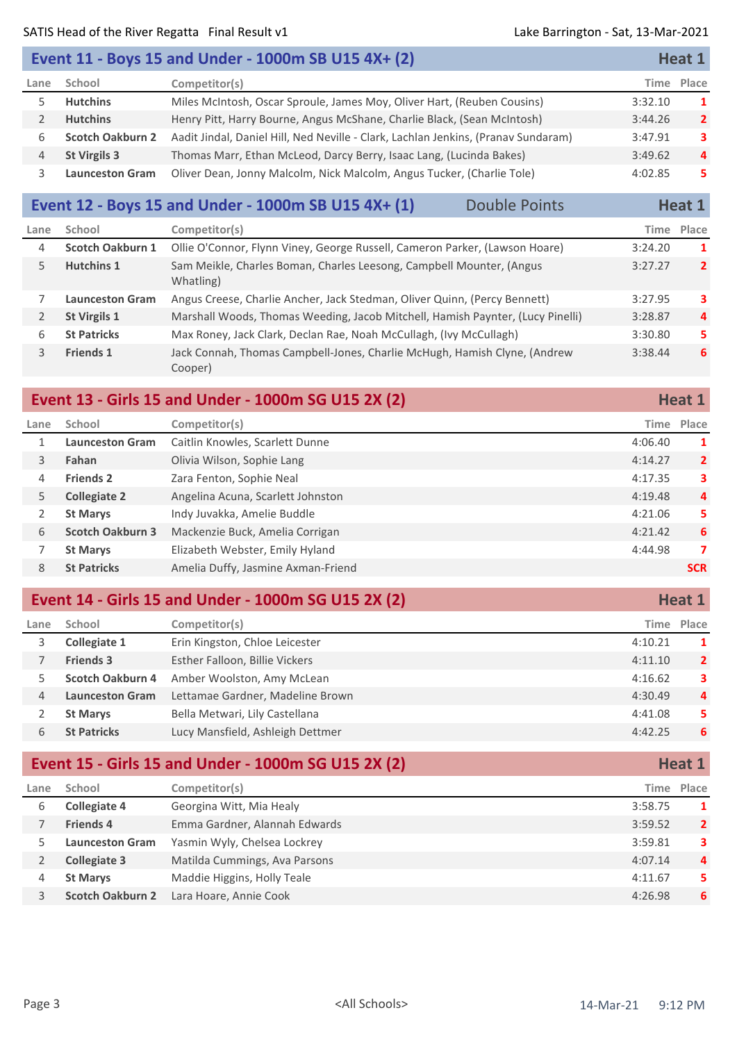SATIS Head of the River Regatta   Final Result v1

Lake Barrington - Sat, 13-Mar-2021

## Event 11 - Boys 15 and Under - 1000m SB U15 4X+ (2) — Heat 1

| Lane | School | Competitor(s) | Time | Place |
|---|---|---|---|---|
| 5 | **Hutchins** | Miles McIntosh, Oscar Sproule, James Moy, Oliver Hart, (Reuben Cousins) | 3:32.10 | 1 |
| 2 | **Hutchins** | Henry Pitt, Harry Bourne, Angus McShane, Charlie Black, (Sean McIntosh) | 3:44.26 | 2 |
| 6 | **Scotch Oakburn 2** | Aadit Jindal, Daniel Hill, Ned Neville - Clark, Lachlan Jenkins, (Pranav Sundaram) | 3:47.91 | 3 |
| 4 | **St Virgils 3** | Thomas Marr, Ethan McLeod, Darcy Berry, Isaac Lang, (Lucinda Bakes) | 3:49.62 | 4 |
| 3 | **Launceston Gram** | Oliver Dean, Jonny Malcolm, Nick Malcolm, Angus Tucker, (Charlie Tole) | 4:02.85 | 5 |

## Event 12 - Boys 15 and Under - 1000m SB U15 4X+ (1) — Double Points — Heat 1

| Lane | School | Competitor(s) | Time | Place |
|---|---|---|---|---|
| 4 | **Scotch Oakburn 1** | Ollie O'Connor, Flynn Viney, George Russell, Cameron Parker, (Lawson Hoare) | 3:24.20 | 1 |
| 5 | **Hutchins 1** | Sam Meikle, Charles Boman, Charles Leesong, Campbell Mounter, (Angus Whatling) | 3:27.27 | 2 |
| 7 | **Launceston Gram** | Angus Creese, Charlie Ancher, Jack Stedman, Oliver Quinn, (Percy Bennett) | 3:27.95 | 3 |
| 2 | **St Virgils 1** | Marshall Woods, Thomas Weeding, Jacob Mitchell, Hamish Paynter, (Lucy Pinelli) | 3:28.87 | 4 |
| 6 | **St Patricks** | Max Roney, Jack Clark, Declan Rae, Noah McCullagh, (Ivy McCullagh) | 3:30.80 | 5 |
| 3 | **Friends 1** | Jack Connah, Thomas Campbell-Jones, Charlie McHugh, Hamish Clyne, (Andrew Cooper) | 3:38.44 | 6 |

## Event 13 - Girls 15 and Under - 1000m SG U15 2X (2) — Heat 1

| Lane | School | Competitor(s) | Time | Place |
|---|---|---|---|---|
| 1 | **Launceston Gram** | Caitlin Knowles, Scarlett Dunne | 4:06.40 | 1 |
| 3 | **Fahan** | Olivia Wilson, Sophie Lang | 4:14.27 | 2 |
| 4 | **Friends 2** | Zara Fenton, Sophie Neal | 4:17.35 | 3 |
| 5 | **Collegiate 2** | Angelina Acuna, Scarlett Johnston | 4:19.48 | 4 |
| 2 | **St Marys** | Indy Juvakka, Amelie Buddle | 4:21.06 | 5 |
| 6 | **Scotch Oakburn 3** | Mackenzie Buck, Amelia Corrigan | 4:21.42 | 6 |
| 7 | **St Marys** | Elizabeth Webster, Emily Hyland | 4:44.98 | 7 |
| 8 | **St Patricks** | Amelia Duffy, Jasmine Axman-Friend | | SCR |

## Event 14 - Girls 15 and Under - 1000m SG U15 2X (2) — Heat 1

| Lane | School | Competitor(s) | Time | Place |
|---|---|---|---|---|
| 3 | **Collegiate 1** | Erin Kingston, Chloe Leicester | 4:10.21 | 1 |
| 7 | **Friends 3** | Esther Falloon, Billie Vickers | 4:11.10 | 2 |
| 5 | **Scotch Oakburn 4** | Amber Woolston, Amy McLean | 4:16.62 | 3 |
| 4 | **Launceston Gram** | Lettamae Gardner, Madeline Brown | 4:30.49 | 4 |
| 2 | **St Marys** | Bella Metwari, Lily Castellana | 4:41.08 | 5 |
| 6 | **St Patricks** | Lucy Mansfield, Ashleigh Dettmer | 4:42.25 | 6 |

## Event 15 - Girls 15 and Under - 1000m SG U15 2X (2) — Heat 1

| Lane | School | Competitor(s) | Time | Place |
|---|---|---|---|---|
| 6 | **Collegiate 4** | Georgina Witt, Mia Healy | 3:58.75 | 1 |
| 7 | **Friends 4** | Emma Gardner, Alannah Edwards | 3:59.52 | 2 |
| 5 | **Launceston Gram** | Yasmin Wyly, Chelsea Lockrey | 3:59.81 | 3 |
| 2 | **Collegiate 3** | Matilda Cummings, Ava Parsons | 4:07.14 | 4 |
| 4 | **St Marys** | Maddie Higgins, Holly Teale | 4:11.67 | 5 |
| 3 | **Scotch Oakburn 2** | Lara Hoare, Annie Cook | 4:26.98 | 6 |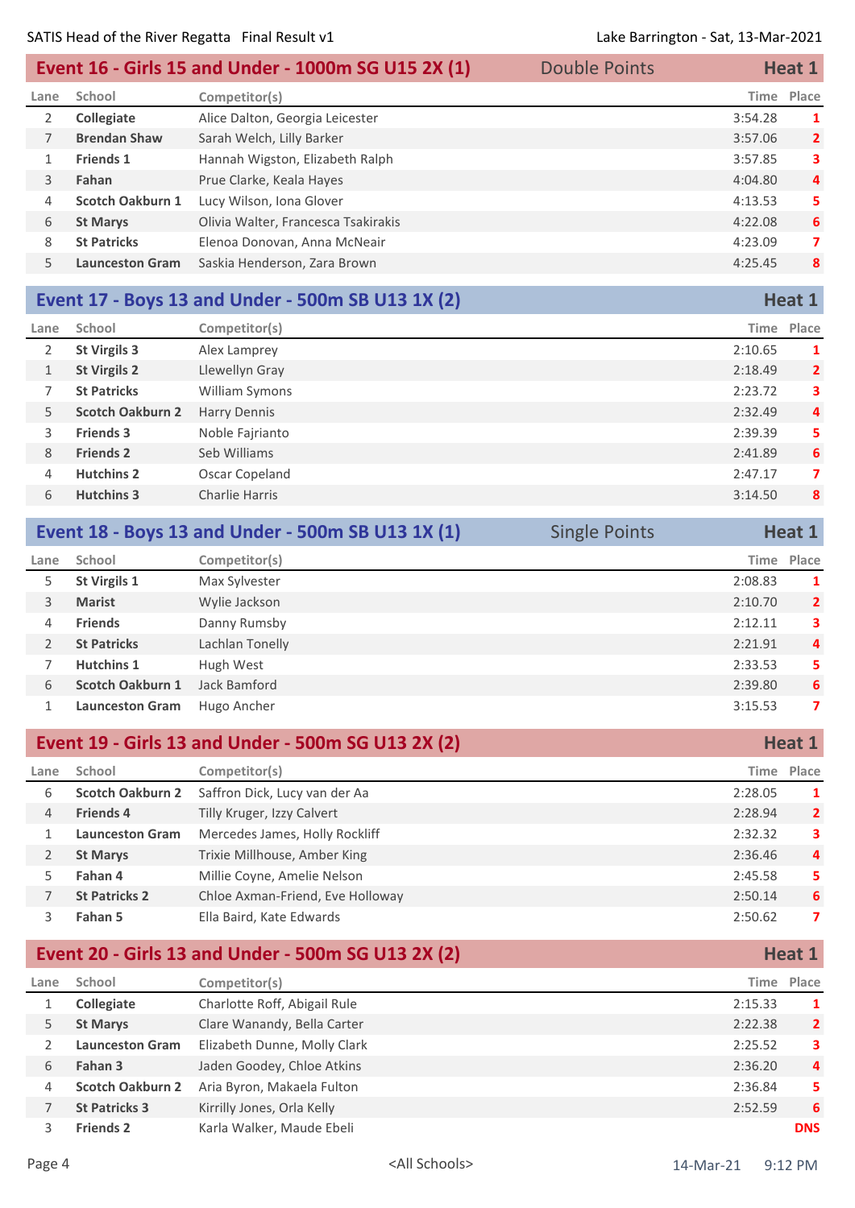## Event 16 - Girls 15 and Under - 1000m SG U15 2X (1) — Double Points — Heat 1

| Lane | School | Competitor(s) | Time | Place |
|---|---|---|---|---|
| 2 | **Collegiate** | Alice Dalton, Georgia Leicester | 3:54.28 | 1 |
| 7 | **Brendan Shaw** | Sarah Welch, Lilly Barker | 3:57.06 | 2 |
| 1 | **Friends 1** | Hannah Wigston, Elizabeth Ralph | 3:57.85 | 3 |
| 3 | **Fahan** | Prue Clarke, Keala Hayes | 4:04.80 | 4 |
| 4 | **Scotch Oakburn 1** | Lucy Wilson, Iona Glover | 4:13.53 | 5 |
| 6 | **St Marys** | Olivia Walter, Francesca Tsakirakis | 4:22.08 | 6 |
| 8 | **St Patricks** | Elenoa Donovan, Anna McNeair | 4:23.09 | 7 |
| 5 | **Launceston Gram** | Saskia Henderson, Zara Brown | 4:25.45 | 8 |

## Event 17 - Boys 13 and Under - 500m SB U13 1X (2) — Heat 1

| Lane | School | Competitor(s) | Time | Place |
|---|---|---|---|---|
| 2 | **St Virgils 3** | Alex Lamprey | 2:10.65 | 1 |
| 1 | **St Virgils 2** | Llewellyn Gray | 2:18.49 | 2 |
| 7 | **St Patricks** | William Symons | 2:23.72 | 3 |
| 5 | **Scotch Oakburn 2** | Harry Dennis | 2:32.49 | 4 |
| 3 | **Friends 3** | Noble Fajrianto | 2:39.39 | 5 |
| 8 | **Friends 2** | Seb Williams | 2:41.89 | 6 |
| 4 | **Hutchins 2** | Oscar Copeland | 2:47.17 | 7 |
| 6 | **Hutchins 3** | Charlie Harris | 3:14.50 | 8 |

## Event 18 - Boys 13 and Under - 500m SB U13 1X (1) — Single Points — Heat 1

| Lane | School | Competitor(s) | Time | Place |
|---|---|---|---|---|
| 5 | **St Virgils 1** | Max Sylvester | 2:08.83 | 1 |
| 3 | **Marist** | Wylie Jackson | 2:10.70 | 2 |
| 4 | **Friends** | Danny Rumsby | 2:12.11 | 3 |
| 2 | **St Patricks** | Lachlan Tonelly | 2:21.91 | 4 |
| 7 | **Hutchins 1** | Hugh West | 2:33.53 | 5 |
| 6 | **Scotch Oakburn 1** | Jack Bamford | 2:39.80 | 6 |
| 1 | **Launceston Gram** | Hugo Ancher | 3:15.53 | 7 |

## Event 19 - Girls 13 and Under - 500m SG U13 2X (2) — Heat 1

| Lane | School | Competitor(s) | Time | Place |
|---|---|---|---|---|
| 6 | **Scotch Oakburn 2** | Saffron Dick, Lucy van der Aa | 2:28.05 | 1 |
| 4 | **Friends 4** | Tilly Kruger, Izzy Calvert | 2:28.94 | 2 |
| 1 | **Launceston Gram** | Mercedes James, Holly Rockliff | 2:32.32 | 3 |
| 2 | **St Marys** | Trixie Millhouse, Amber King | 2:36.46 | 4 |
| 5 | **Fahan 4** | Millie Coyne, Amelie Nelson | 2:45.58 | 5 |
| 7 | **St Patricks 2** | Chloe Axman-Friend, Eve Holloway | 2:50.14 | 6 |
| 3 | **Fahan 5** | Ella Baird, Kate Edwards | 2:50.62 | 7 |

## Event 20 - Girls 13 and Under - 500m SG U13 2X (2) — Heat 1

| Lane | School | Competitor(s) | Time | Place |
|---|---|---|---|---|
| 1 | **Collegiate** | Charlotte Roff, Abigail Rule | 2:15.33 | 1 |
| 5 | **St Marys** | Clare Wanandy, Bella Carter | 2:22.38 | 2 |
| 2 | **Launceston Gram** | Elizabeth Dunne, Molly Clark | 2:25.52 | 3 |
| 6 | **Fahan 3** | Jaden Goodey, Chloe Atkins | 2:36.20 | 4 |
| 4 | **Scotch Oakburn 2** | Aria Byron, Makaela Fulton | 2:36.84 | 5 |
| 7 | **St Patricks 3** | Kirrilly Jones, Orla Kelly | 2:52.59 | 6 |
| 3 | **Friends 2** | Karla Walker, Maude Ebeli | | DNS |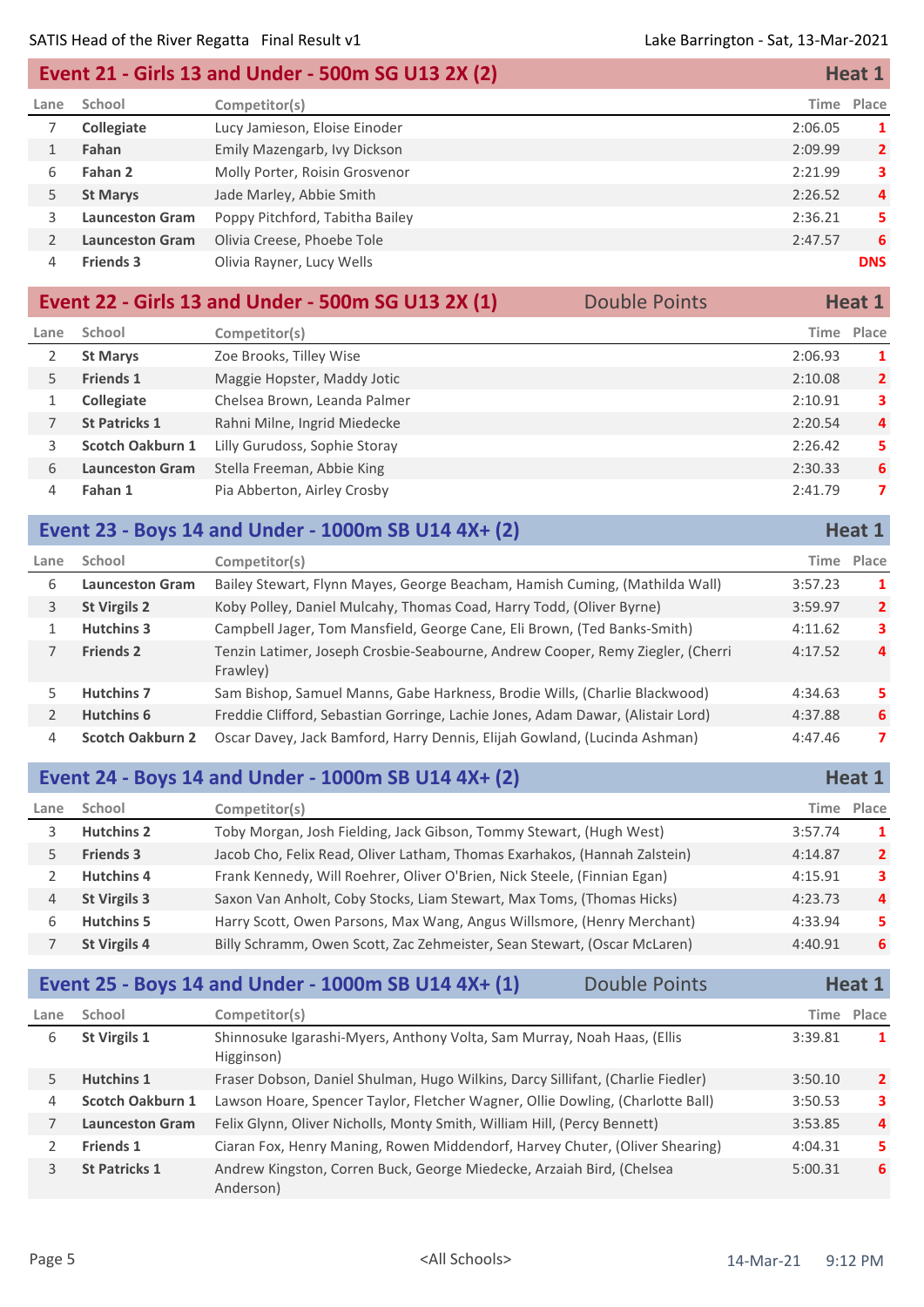## Event 21 - Girls 13 and Under - 500m SG U13 2X (2) — Heat 1

| Lane | School | Competitor(s) | Time | Place |
|---|---|---|---|---|
| 7 | **Collegiate** | Lucy Jamieson, Eloise Einoder | 2:06.05 | 1 |
| 1 | **Fahan** | Emily Mazengarb, Ivy Dickson | 2:09.99 | 2 |
| 6 | **Fahan 2** | Molly Porter, Roisin Grosvenor | 2:21.99 | 3 |
| 5 | **St Marys** | Jade Marley, Abbie Smith | 2:26.52 | 4 |
| 3 | **Launceston Gram** | Poppy Pitchford, Tabitha Bailey | 2:36.21 | 5 |
| 2 | **Launceston Gram** | Olivia Creese, Phoebe Tole | 2:47.57 | 6 |
| 4 | **Friends 3** | Olivia Rayner, Lucy Wells | | DNS |

## Event 22 - Girls 13 and Under - 500m SG U13 2X (1) — Double Points — Heat 1

| Lane | School | Competitor(s) | Time | Place |
|---|---|---|---|---|
| 2 | **St Marys** | Zoe Brooks, Tilley Wise | 2:06.93 | 1 |
| 5 | **Friends 1** | Maggie Hopster, Maddy Jotic | 2:10.08 | 2 |
| 1 | **Collegiate** | Chelsea Brown, Leanda Palmer | 2:10.91 | 3 |
| 7 | **St Patricks 1** | Rahni Milne, Ingrid Miedecke | 2:20.54 | 4 |
| 3 | **Scotch Oakburn 1** | Lilly Gurudoss, Sophie Storay | 2:26.42 | 5 |
| 6 | **Launceston Gram** | Stella Freeman, Abbie King | 2:30.33 | 6 |
| 4 | **Fahan 1** | Pia Abberton, Airley Crosby | 2:41.79 | 7 |

## Event 23 - Boys 14 and Under - 1000m SB U14 4X+ (2) — Heat 1

| Lane | School | Competitor(s) | Time | Place |
|---|---|---|---|---|
| 6 | **Launceston Gram** | Bailey Stewart, Flynn Mayes, George Beacham, Hamish Cuming, (Mathilda Wall) | 3:57.23 | 1 |
| 3 | **St Virgils 2** | Koby Polley, Daniel Mulcahy, Thomas Coad, Harry Todd, (Oliver Byrne) | 3:59.97 | 2 |
| 1 | **Hutchins 3** | Campbell Jager, Tom Mansfield, George Cane, Eli Brown, (Ted Banks-Smith) | 4:11.62 | 3 |
| 7 | **Friends 2** | Tenzin Latimer, Joseph Crosbie-Seabourne, Andrew Cooper, Remy Ziegler, (Cherri Frawley) | 4:17.52 | 4 |
| 5 | **Hutchins 7** | Sam Bishop, Samuel Manns, Gabe Harkness, Brodie Wills, (Charlie Blackwood) | 4:34.63 | 5 |
| 2 | **Hutchins 6** | Freddie Clifford, Sebastian Gorringe, Lachie Jones, Adam Dawar, (Alistair Lord) | 4:37.88 | 6 |
| 4 | **Scotch Oakburn 2** | Oscar Davey, Jack Bamford, Harry Dennis, Elijah Gowland, (Lucinda Ashman) | 4:47.46 | 7 |

## Event 24 - Boys 14 and Under - 1000m SB U14 4X+ (2) — Heat 1

| Lane | School | Competitor(s) | Time | Place |
|---|---|---|---|---|
| 3 | **Hutchins 2** | Toby Morgan, Josh Fielding, Jack Gibson, Tommy Stewart, (Hugh West) | 3:57.74 | 1 |
| 5 | **Friends 3** | Jacob Cho, Felix Read, Oliver Latham, Thomas Exarhakos, (Hannah Zalstein) | 4:14.87 | 2 |
| 2 | **Hutchins 4** | Frank Kennedy, Will Roehrer, Oliver O'Brien, Nick Steele, (Finnian Egan) | 4:15.91 | 3 |
| 4 | **St Virgils 3** | Saxon Van Anholt, Coby Stocks, Liam Stewart, Max Toms, (Thomas Hicks) | 4:23.73 | 4 |
| 6 | **Hutchins 5** | Harry Scott, Owen Parsons, Max Wang, Angus Willsmore, (Henry Merchant) | 4:33.94 | 5 |
| 7 | **St Virgils 4** | Billy Schramm, Owen Scott, Zac Zehmeister, Sean Stewart, (Oscar McLaren) | 4:40.91 | 6 |

## Event 25 - Boys 14 and Under - 1000m SB U14 4X+ (1) — Double Points — Heat 1

| Lane | School | Competitor(s) | Time | Place |
|---|---|---|---|---|
| 6 | **St Virgils 1** | Shinnosuke Igarashi-Myers, Anthony Volta, Sam Murray, Noah Haas, (Ellis Higginson) | 3:39.81 | 1 |
| 5 | **Hutchins 1** | Fraser Dobson, Daniel Shulman, Hugo Wilkins, Darcy Sillifant, (Charlie Fiedler) | 3:50.10 | 2 |
| 4 | **Scotch Oakburn 1** | Lawson Hoare, Spencer Taylor, Fletcher Wagner, Ollie Dowling, (Charlotte Ball) | 3:50.53 | 3 |
| 7 | **Launceston Gram** | Felix Glynn, Oliver Nicholls, Monty Smith, William Hill, (Percy Bennett) | 3:53.85 | 4 |
| 2 | **Friends 1** | Ciaran Fox, Henry Maning, Rowen Middendorf, Harvey Chuter, (Oliver Shearing) | 4:04.31 | 5 |
| 3 | **St Patricks 1** | Andrew Kingston, Corren Buck, George Miedecke, Arzaiah Bird, (Chelsea Anderson) | 5:00.31 | 6 |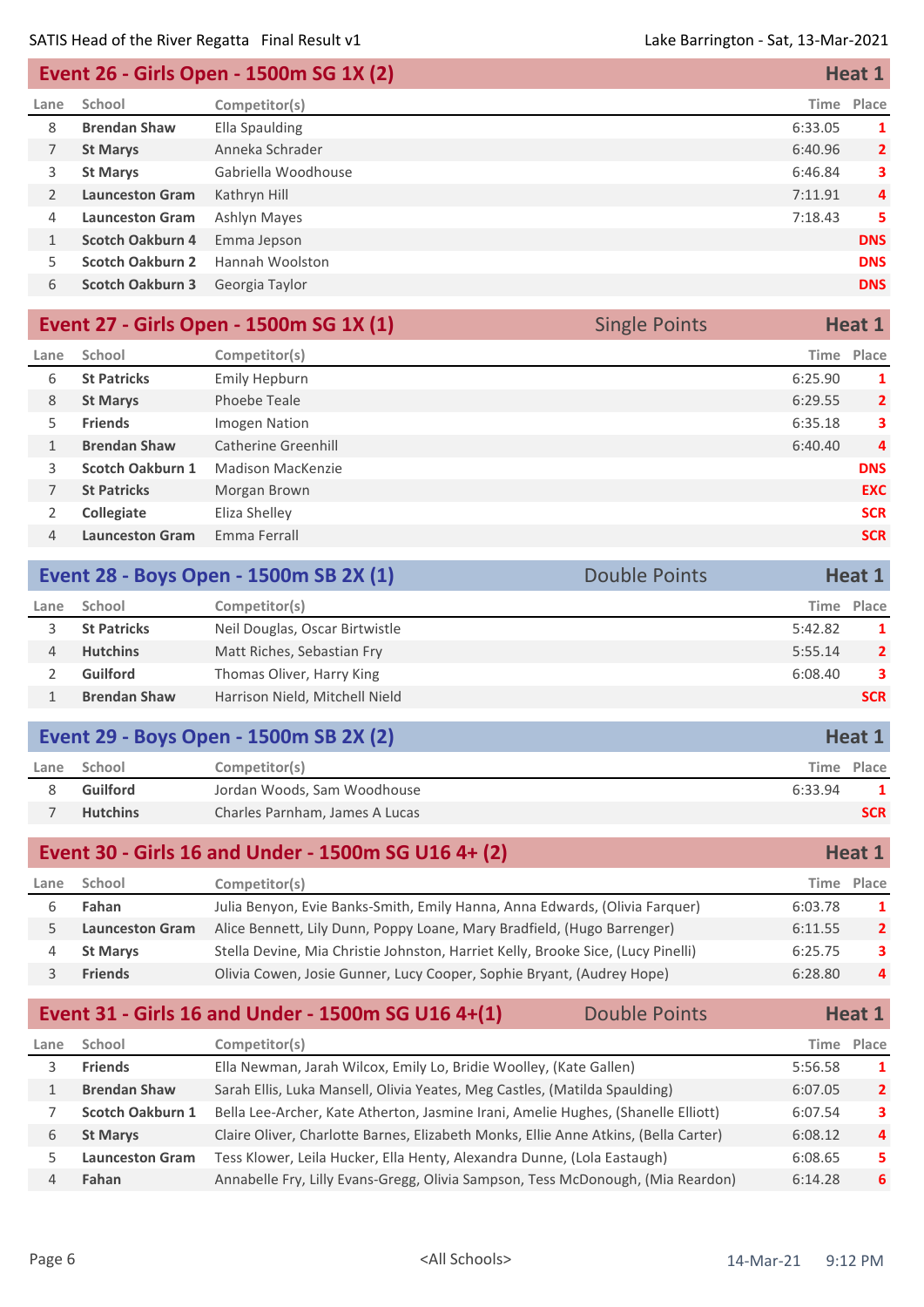## Event 26 - Girls Open - 1500m SG 1X (2) — Heat 1

| Lane | School | Competitor(s) | Time | Place |
|---|---|---|---|---|
| 8 | **Brendan Shaw** | Ella Spaulding | 6:33.05 | 1 |
| 7 | **St Marys** | Anneka Schrader | 6:40.96 | 2 |
| 3 | **St Marys** | Gabriella Woodhouse | 6:46.84 | 3 |
| 2 | **Launceston Gram** | Kathryn Hill | 7:11.91 | 4 |
| 4 | **Launceston Gram** | Ashlyn Mayes | 7:18.43 | 5 |
| 1 | **Scotch Oakburn 4** | Emma Jepson | | DNS |
| 5 | **Scotch Oakburn 2** | Hannah Woolston | | DNS |
| 6 | **Scotch Oakburn 3** | Georgia Taylor | | DNS |

## Event 27 - Girls Open - 1500m SG 1X (1) — Single Points — Heat 1

| Lane | School | Competitor(s) | Time | Place |
|---|---|---|---|---|
| 6 | **St Patricks** | Emily Hepburn | 6:25.90 | 1 |
| 8 | **St Marys** | Phoebe Teale | 6:29.55 | 2 |
| 5 | **Friends** | Imogen Nation | 6:35.18 | 3 |
| 1 | **Brendan Shaw** | Catherine Greenhill | 6:40.40 | 4 |
| 3 | **Scotch Oakburn 1** | Madison MacKenzie | | DNS |
| 7 | **St Patricks** | Morgan Brown | | EXC |
| 2 | **Collegiate** | Eliza Shelley | | SCR |
| 4 | **Launceston Gram** | Emma Ferrall | | SCR |

## Event 28 - Boys Open - 1500m SB 2X (1) — Double Points — Heat 1

| Lane | School | Competitor(s) | Time | Place |
|---|---|---|---|---|
| 3 | **St Patricks** | Neil Douglas, Oscar Birtwistle | 5:42.82 | 1 |
| 4 | **Hutchins** | Matt Riches, Sebastian Fry | 5:55.14 | 2 |
| 2 | **Guilford** | Thomas Oliver, Harry King | 6:08.40 | 3 |
| 1 | **Brendan Shaw** | Harrison Nield, Mitchell Nield | | SCR |

## Event 29 - Boys Open - 1500m SB 2X (2) — Heat 1

| Lane | School | Competitor(s) | Time | Place |
|---|---|---|---|---|
| 8 | **Guilford** | Jordan Woods, Sam Woodhouse | 6:33.94 | 1 |
| 7 | **Hutchins** | Charles Parnham, James A Lucas | | SCR |

## Event 30 - Girls 16 and Under - 1500m SG U16 4+ (2) — Heat 1

| Lane | School | Competitor(s) | Time | Place |
|---|---|---|---|---|
| 6 | **Fahan** | Julia Benyon, Evie Banks-Smith, Emily Hanna, Anna Edwards, (Olivia Farquer) | 6:03.78 | 1 |
| 5 | **Launceston Gram** | Alice Bennett, Lily Dunn, Poppy Loane, Mary Bradfield, (Hugo Barrenger) | 6:11.55 | 2 |
| 4 | **St Marys** | Stella Devine, Mia Christie Johnston, Harriet Kelly, Brooke Sice, (Lucy Pinelli) | 6:25.75 | 3 |
| 3 | **Friends** | Olivia Cowen, Josie Gunner, Lucy Cooper, Sophie Bryant, (Audrey Hope) | 6:28.80 | 4 |

## Event 31 - Girls 16 and Under - 1500m SG U16 4+(1) — Double Points — Heat 1

| Lane | School | Competitor(s) | Time | Place |
|---|---|---|---|---|
| 3 | **Friends** | Ella Newman, Jarah Wilcox, Emily Lo, Bridie Woolley, (Kate Gallen) | 5:56.58 | 1 |
| 1 | **Brendan Shaw** | Sarah Ellis, Luka Mansell, Olivia Yeates, Meg Castles, (Matilda Spaulding) | 6:07.05 | 2 |
| 7 | **Scotch Oakburn 1** | Bella Lee-Archer, Kate Atherton, Jasmine Irani, Amelie Hughes, (Shanelle Elliott) | 6:07.54 | 3 |
| 6 | **St Marys** | Claire Oliver, Charlotte Barnes, Elizabeth Monks, Ellie Anne Atkins, (Bella Carter) | 6:08.12 | 4 |
| 5 | **Launceston Gram** | Tess Klower, Leila Hucker, Ella Henty, Alexandra Dunne, (Lola Eastaugh) | 6:08.65 | 5 |
| 4 | **Fahan** | Annabelle Fry, Lilly Evans-Gregg, Olivia Sampson, Tess McDonough, (Mia Reardon) | 6:14.28 | 6 |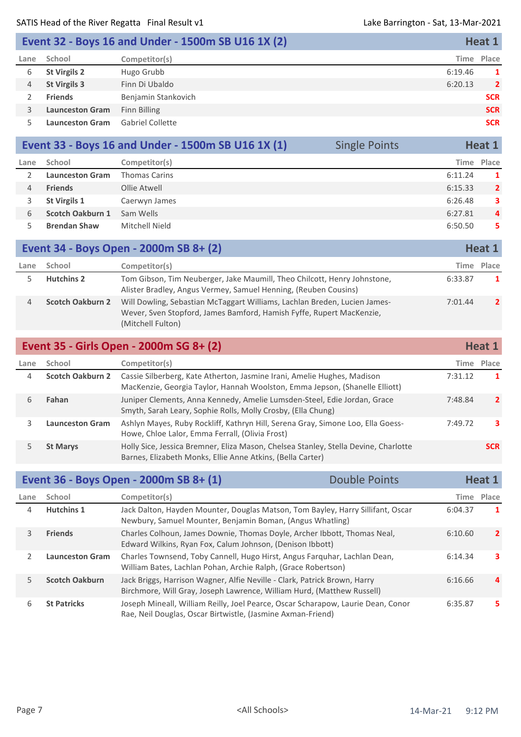## Event 32 - Boys 16 and Under - 1500m SB U16 1X (2) — Heat 1

| Lane | School | Competitor(s) | Time | Place |
|---|---|---|---|---|
| 6 | **St Virgils 2** | Hugo Grubb | 6:19.46 | 1 |
| 4 | **St Virgils 3** | Finn Di Ubaldo | 6:20.13 | 2 |
| 2 | **Friends** | Benjamin Stankovich | | SCR |
| 3 | **Launceston Gram** | Finn Billing | | SCR |
| 5 | **Launceston Gram** | Gabriel Collette | | SCR |

## Event 33 - Boys 16 and Under - 1500m SB U16 1X (1) — Single Points — Heat 1

| Lane | School | Competitor(s) | Time | Place |
|---|---|---|---|---|
| 2 | **Launceston Gram** | Thomas Carins | 6:11.24 | 1 |
| 4 | **Friends** | Ollie Atwell | 6:15.33 | 2 |
| 3 | **St Virgils 1** | Caerwyn James | 6:26.48 | 3 |
| 6 | **Scotch Oakburn 1** | Sam Wells | 6:27.81 | 4 |
| 5 | **Brendan Shaw** | Mitchell Nield | 6:50.50 | 5 |

## Event 34 - Boys Open - 2000m SB 8+ (2) — Heat 1

| Lane | School | Competitor(s) | Time | Place |
|---|---|---|---|---|
| 5 | **Hutchins 2** | Tom Gibson, Tim Neuberger, Jake Maumill, Theo Chilcott, Henry Johnstone, Alister Bradley, Angus Vermey, Samuel Henning, (Reuben Cousins) | 6:33.87 | 1 |
| 4 | **Scotch Oakburn 2** | Will Dowling, Sebastian McTaggart Williams, Lachlan Breden, Lucien James-Wever, Sven Stopford, James Bamford, Hamish Fyffe, Rupert MacKenzie, (Mitchell Fulton) | 7:01.44 | 2 |

## Event 35 - Girls Open - 2000m SG 8+ (2) — Heat 1

| Lane | School | Competitor(s) | Time | Place |
|---|---|---|---|---|
| 4 | **Scotch Oakburn 2** | Cassie Silberberg, Kate Atherton, Jasmine Irani, Amelie Hughes, Madison MacKenzie, Georgia Taylor, Hannah Woolston, Emma Jepson, (Shanelle Elliott) | 7:31.12 | 1 |
| 6 | **Fahan** | Juniper Clements, Anna Kennedy, Amelie Lumsden-Steel, Edie Jordan, Grace Smyth, Sarah Leary, Sophie Rolls, Molly Crosby, (Ella Chung) | 7:48.84 | 2 |
| 3 | **Launceston Gram** | Ashlyn Mayes, Ruby Rockliff, Kathryn Hill, Serena Gray, Simone Loo, Ella Goess-Howe, Chloe Lalor, Emma Ferrall, (Olivia Frost) | 7:49.72 | 3 |
| 5 | **St Marys** | Holly Sice, Jessica Bremner, Eliza Mason, Chelsea Stanley, Stella Devine, Charlotte Barnes, Elizabeth Monks, Ellie Anne Atkins, (Bella Carter) | | SCR |

## Event 36 - Boys Open - 2000m SB 8+ (1) — Double Points — Heat 1

| Lane | School | Competitor(s) | Time | Place |
|---|---|---|---|---|
| 4 | **Hutchins 1** | Jack Dalton, Hayden Mounter, Douglas Matson, Tom Bayley, Harry Sillifant, Oscar Newbury, Samuel Mounter, Benjamin Boman, (Angus Whatling) | 6:04.37 | 1 |
| 3 | **Friends** | Charles Colhoun, James Downie, Thomas Doyle, Archer Ibbott, Thomas Neal, Edward Wilkins, Ryan Fox, Calum Johnson, (Denison Ibbott) | 6:10.60 | 2 |
| 2 | **Launceston Gram** | Charles Townsend, Toby Cannell, Hugo Hirst, Angus Farquhar, Lachlan Dean, William Bates, Lachlan Pohan, Archie Ralph, (Grace Robertson) | 6:14.34 | 3 |
| 5 | **Scotch Oakburn** | Jack Briggs, Harrison Wagner, Alfie Neville - Clark, Patrick Brown, Harry Birchmore, Will Gray, Joseph Lawrence, William Hurd, (Matthew Russell) | 6:16.66 | 4 |
| 6 | **St Patricks** | Joseph Mineall, William Reilly, Joel Pearce, Oscar Scharapow, Laurie Dean, Conor Rae, Neil Douglas, Oscar Birtwistle, (Jasmine Axman-Friend) | 6:35.87 | 5 |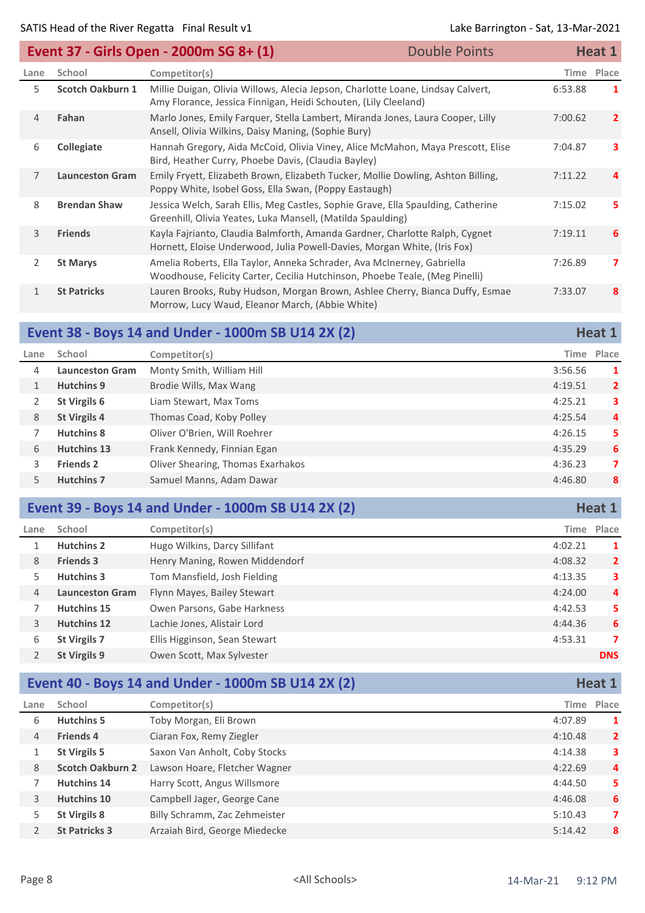## Event 37 - Girls Open - 2000m SG 8+ (1) — Double Points — Heat 1

| Lane | School | Competitor(s) | Time | Place |
|---|---|---|---|---|
| 5 | **Scotch Oakburn 1** | Millie Duigan, Olivia Willows, Alecia Jepson, Charlotte Loane, Lindsay Calvert, Amy Florance, Jessica Finnigan, Heidi Schouten, (Lily Cleeland) | 6:53.88 | 1 |
| 4 | **Fahan** | Marlo Jones, Emily Farquer, Stella Lambert, Miranda Jones, Laura Cooper, Lilly Ansell, Olivia Wilkins, Daisy Maning, (Sophie Bury) | 7:00.62 | 2 |
| 6 | **Collegiate** | Hannah Gregory, Aida McCoid, Olivia Viney, Alice McMahon, Maya Prescott, Elise Bird, Heather Curry, Phoebe Davis, (Claudia Bayley) | 7:04.87 | 3 |
| 7 | **Launceston Gram** | Emily Fryett, Elizabeth Brown, Elizabeth Tucker, Mollie Dowling, Ashton Billing, Poppy White, Isobel Goss, Ella Swan, (Poppy Eastaugh) | 7:11.22 | 4 |
| 8 | **Brendan Shaw** | Jessica Welch, Sarah Ellis, Meg Castles, Sophie Grave, Ella Spaulding, Catherine Greenhill, Olivia Yeates, Luka Mansell, (Matilda Spaulding) | 7:15.02 | 5 |
| 3 | **Friends** | Kayla Fajrianto, Claudia Balmforth, Amanda Gardner, Charlotte Ralph, Cygnet Hornett, Eloise Underwood, Julia Powell-Davies, Morgan White, (Iris Fox) | 7:19.11 | 6 |
| 2 | **St Marys** | Amelia Roberts, Ella Taylor, Anneka Schrader, Ava McInerney, Gabriella Woodhouse, Felicity Carter, Cecilia Hutchinson, Phoebe Teale, (Meg Pinelli) | 7:26.89 | 7 |
| 1 | **St Patricks** | Lauren Brooks, Ruby Hudson, Morgan Brown, Ashlee Cherry, Bianca Duffy, Esmae Morrow, Lucy Waud, Eleanor March, (Abbie White) | 7:33.07 | 8 |

## Event 38 - Boys 14 and Under - 1000m SB U14 2X (2) — Heat 1

| Lane | School | Competitor(s) | Time | Place |
|---|---|---|---|---|
| 4 | **Launceston Gram** | Monty Smith, William Hill | 3:56.56 | 1 |
| 1 | **Hutchins 9** | Brodie Wills, Max Wang | 4:19.51 | 2 |
| 2 | **St Virgils 6** | Liam Stewart, Max Toms | 4:25.21 | 3 |
| 8 | **St Virgils 4** | Thomas Coad, Koby Polley | 4:25.54 | 4 |
| 7 | **Hutchins 8** | Oliver O'Brien, Will Roehrer | 4:26.15 | 5 |
| 6 | **Hutchins 13** | Frank Kennedy, Finnian Egan | 4:35.29 | 6 |
| 3 | **Friends 2** | Oliver Shearing, Thomas Exarhakos | 4:36.23 | 7 |
| 5 | **Hutchins 7** | Samuel Manns, Adam Dawar | 4:46.80 | 8 |

## Event 39 - Boys 14 and Under - 1000m SB U14 2X (2) — Heat 1

| Lane | School | Competitor(s) | Time | Place |
|---|---|---|---|---|
| 1 | **Hutchins 2** | Hugo Wilkins, Darcy Sillifant | 4:02.21 | 1 |
| 8 | **Friends 3** | Henry Maning, Rowen Middendorf | 4:08.32 | 2 |
| 5 | **Hutchins 3** | Tom Mansfield, Josh Fielding | 4:13.35 | 3 |
| 4 | **Launceston Gram** | Flynn Mayes, Bailey Stewart | 4:24.00 | 4 |
| 7 | **Hutchins 15** | Owen Parsons, Gabe Harkness | 4:42.53 | 5 |
| 3 | **Hutchins 12** | Lachie Jones, Alistair Lord | 4:44.36 | 6 |
| 6 | **St Virgils 7** | Ellis Higginson, Sean Stewart | 4:53.31 | 7 |
| 2 | **St Virgils 9** | Owen Scott, Max Sylvester | | DNS |

## Event 40 - Boys 14 and Under - 1000m SB U14 2X (2) — Heat 1

| Lane | School | Competitor(s) | Time | Place |
|---|---|---|---|---|
| 6 | **Hutchins 5** | Toby Morgan, Eli Brown | 4:07.89 | 1 |
| 4 | **Friends 4** | Ciaran Fox, Remy Ziegler | 4:10.48 | 2 |
| 1 | **St Virgils 5** | Saxon Van Anholt, Coby Stocks | 4:14.38 | 3 |
| 8 | **Scotch Oakburn 2** | Lawson Hoare, Fletcher Wagner | 4:22.69 | 4 |
| 7 | **Hutchins 14** | Harry Scott, Angus Willsmore | 4:44.50 | 5 |
| 3 | **Hutchins 10** | Campbell Jager, George Cane | 4:46.08 | 6 |
| 5 | **St Virgils 8** | Billy Schramm, Zac Zehmeister | 5:10.43 | 7 |
| 2 | **St Patricks 3** | Arzaiah Bird, George Miedecke | 5:14.42 | 8 |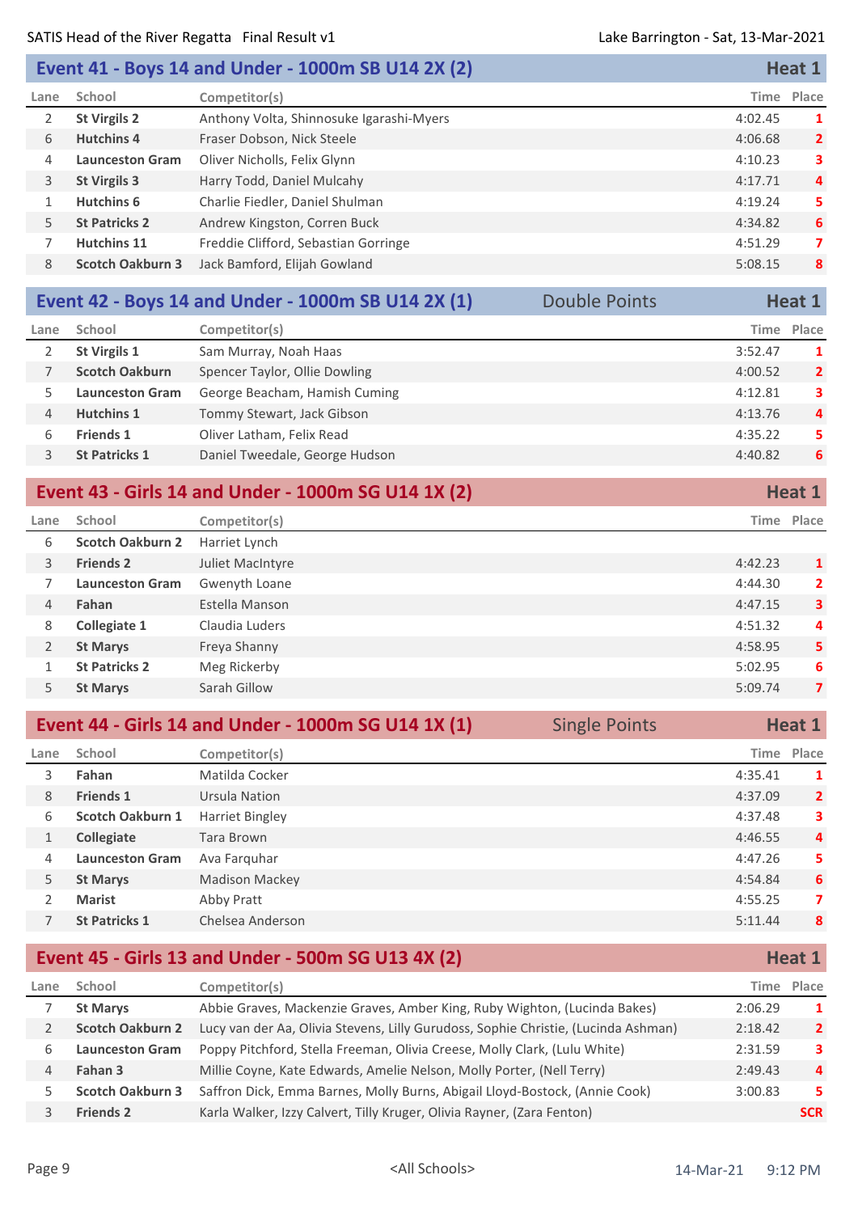## Event 41 - Boys 14 and Under - 1000m SB U14 2X (2) — Heat 1

| Lane | School | Competitor(s) | Time | Place |
|---|---|---|---|---|
| 2 | **St Virgils 2** | Anthony Volta, Shinnosuke Igarashi-Myers | 4:02.45 | 1 |
| 6 | **Hutchins 4** | Fraser Dobson, Nick Steele | 4:06.68 | 2 |
| 4 | **Launceston Gram** | Oliver Nicholls, Felix Glynn | 4:10.23 | 3 |
| 3 | **St Virgils 3** | Harry Todd, Daniel Mulcahy | 4:17.71 | 4 |
| 1 | **Hutchins 6** | Charlie Fiedler, Daniel Shulman | 4:19.24 | 5 |
| 5 | **St Patricks 2** | Andrew Kingston, Corren Buck | 4:34.82 | 6 |
| 7 | **Hutchins 11** | Freddie Clifford, Sebastian Gorringe | 4:51.29 | 7 |
| 8 | **Scotch Oakburn 3** | Jack Bamford, Elijah Gowland | 5:08.15 | 8 |

## Event 42 - Boys 14 and Under - 1000m SB U14 2X (1) — Double Points — Heat 1

| Lane | School | Competitor(s) | Time | Place |
|---|---|---|---|---|
| 2 | **St Virgils 1** | Sam Murray, Noah Haas | 3:52.47 | 1 |
| 7 | **Scotch Oakburn** | Spencer Taylor, Ollie Dowling | 4:00.52 | 2 |
| 5 | **Launceston Gram** | George Beacham, Hamish Cuming | 4:12.81 | 3 |
| 4 | **Hutchins 1** | Tommy Stewart, Jack Gibson | 4:13.76 | 4 |
| 6 | **Friends 1** | Oliver Latham, Felix Read | 4:35.22 | 5 |
| 3 | **St Patricks 1** | Daniel Tweedale, George Hudson | 4:40.82 | 6 |

## Event 43 - Girls 14 and Under - 1000m SG U14 1X (2) — Heat 1

| Lane | School | Competitor(s) | Time | Place |
|---|---|---|---|---|
| 6 | **Scotch Oakburn 2** | Harriet Lynch | | |
| 3 | **Friends 2** | Juliet MacIntyre | 4:42.23 | 1 |
| 7 | **Launceston Gram** | Gwenyth Loane | 4:44.30 | 2 |
| 4 | **Fahan** | Estella Manson | 4:47.15 | 3 |
| 8 | **Collegiate 1** | Claudia Luders | 4:51.32 | 4 |
| 2 | **St Marys** | Freya Shanny | 4:58.95 | 5 |
| 1 | **St Patricks 2** | Meg Rickerby | 5:02.95 | 6 |
| 5 | **St Marys** | Sarah Gillow | 5:09.74 | 7 |

## Event 44 - Girls 14 and Under - 1000m SG U14 1X (1) — Single Points — Heat 1

| Lane | School | Competitor(s) | Time | Place |
|---|---|---|---|---|
| 3 | **Fahan** | Matilda Cocker | 4:35.41 | 1 |
| 8 | **Friends 1** | Ursula Nation | 4:37.09 | 2 |
| 6 | **Scotch Oakburn 1** | Harriet Bingley | 4:37.48 | 3 |
| 1 | **Collegiate** | Tara Brown | 4:46.55 | 4 |
| 4 | **Launceston Gram** | Ava Farquhar | 4:47.26 | 5 |
| 5 | **St Marys** | Madison Mackey | 4:54.84 | 6 |
| 2 | **Marist** | Abby Pratt | 4:55.25 | 7 |
| 7 | **St Patricks 1** | Chelsea Anderson | 5:11.44 | 8 |

## Event 45 - Girls 13 and Under - 500m SG U13 4X (2) — Heat 1

| Lane | School | Competitor(s) | Time | Place |
|---|---|---|---|---|
| 7 | **St Marys** | Abbie Graves, Mackenzie Graves, Amber King, Ruby Wighton, (Lucinda Bakes) | 2:06.29 | 1 |
| 2 | **Scotch Oakburn 2** | Lucy van der Aa, Olivia Stevens, Lilly Gurudoss, Sophie Christie, (Lucinda Ashman) | 2:18.42 | 2 |
| 6 | **Launceston Gram** | Poppy Pitchford, Stella Freeman, Olivia Creese, Molly Clark, (Lulu White) | 2:31.59 | 3 |
| 4 | **Fahan 3** | Millie Coyne, Kate Edwards, Amelie Nelson, Molly Porter, (Nell Terry) | 2:49.43 | 4 |
| 5 | **Scotch Oakburn 3** | Saffron Dick, Emma Barnes, Molly Burns, Abigail Lloyd-Bostock, (Annie Cook) | 3:00.83 | 5 |
| 3 | **Friends 2** | Karla Walker, Izzy Calvert, Tilly Kruger, Olivia Rayner, (Zara Fenton) | | SCR |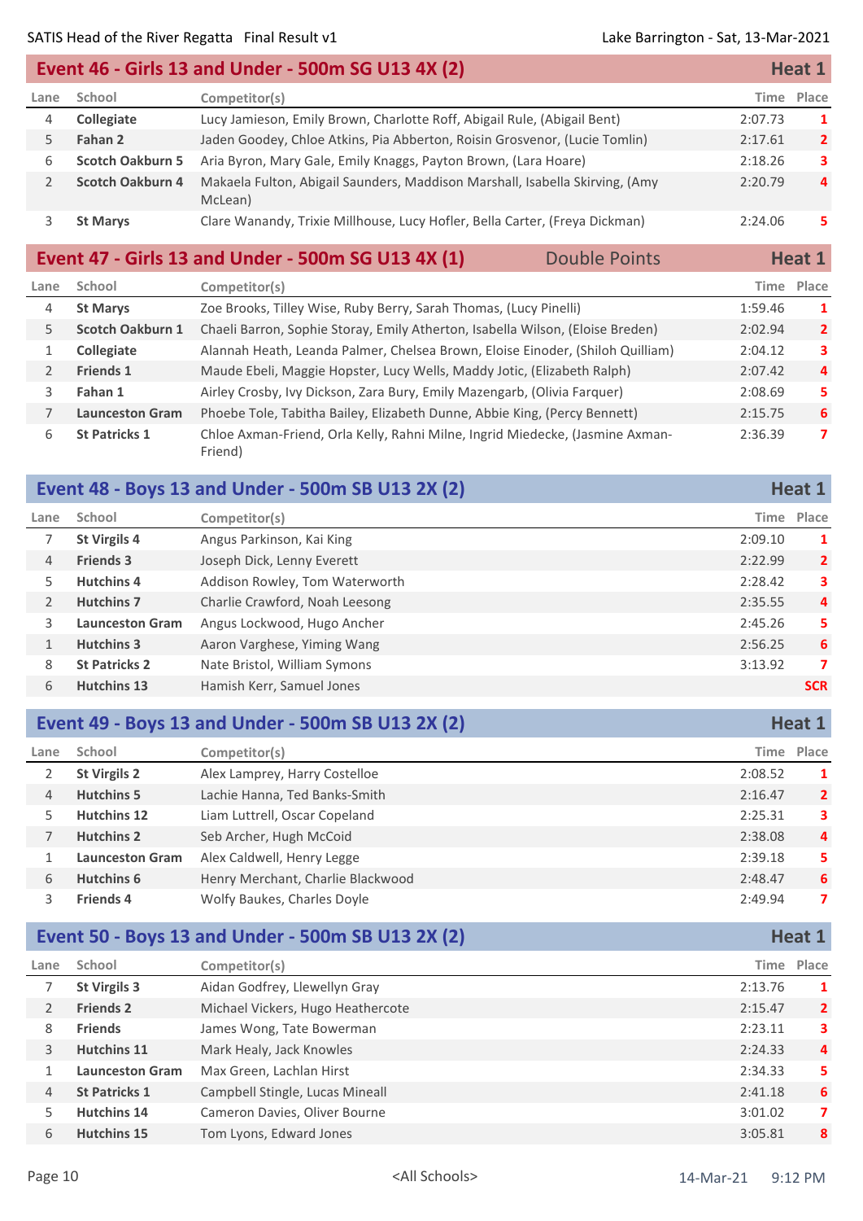## Event 46 - Girls 13 and Under - 500m SG U13 4X (2) — Heat 1

| Lane | School | Competitor(s) | Time | Place |
|---|---|---|---|---|
| 4 | **Collegiate** | Lucy Jamieson, Emily Brown, Charlotte Roff, Abigail Rule, (Abigail Bent) | 2:07.73 | 1 |
| 5 | **Fahan 2** | Jaden Goodey, Chloe Atkins, Pia Abberton, Roisin Grosvenor, (Lucie Tomlin) | 2:17.61 | 2 |
| 6 | **Scotch Oakburn 5** | Aria Byron, Mary Gale, Emily Knaggs, Payton Brown, (Lara Hoare) | 2:18.26 | 3 |
| 2 | **Scotch Oakburn 4** | Makaela Fulton, Abigail Saunders, Maddison Marshall, Isabella Skirving, (Amy McLean) | 2:20.79 | 4 |
| 3 | **St Marys** | Clare Wanandy, Trixie Millhouse, Lucy Hofler, Bella Carter, (Freya Dickman) | 2:24.06 | 5 |

## Event 47 - Girls 13 and Under - 500m SG U13 4X (1) — Double Points — Heat 1

| Lane | School | Competitor(s) | Time | Place |
|---|---|---|---|---|
| 4 | **St Marys** | Zoe Brooks, Tilley Wise, Ruby Berry, Sarah Thomas, (Lucy Pinelli) | 1:59.46 | 1 |
| 5 | **Scotch Oakburn 1** | Chaeli Barron, Sophie Storay, Emily Atherton, Isabella Wilson, (Eloise Breden) | 2:02.94 | 2 |
| 1 | **Collegiate** | Alannah Heath, Leanda Palmer, Chelsea Brown, Eloise Einoder, (Shiloh Quilliam) | 2:04.12 | 3 |
| 2 | **Friends 1** | Maude Ebeli, Maggie Hopster, Lucy Wells, Maddy Jotic, (Elizabeth Ralph) | 2:07.42 | 4 |
| 3 | **Fahan 1** | Airley Crosby, Ivy Dickson, Zara Bury, Emily Mazengarb, (Olivia Farquer) | 2:08.69 | 5 |
| 7 | **Launceston Gram** | Phoebe Tole, Tabitha Bailey, Elizabeth Dunne, Abbie King, (Percy Bennett) | 2:15.75 | 6 |
| 6 | **St Patricks 1** | Chloe Axman-Friend, Orla Kelly, Rahni Milne, Ingrid Miedecke, (Jasmine Axman-Friend) | 2:36.39 | 7 |

## Event 48 - Boys 13 and Under - 500m SB U13 2X (2) — Heat 1

| Lane | School | Competitor(s) | Time | Place |
|---|---|---|---|---|
| 7 | **St Virgils 4** | Angus Parkinson, Kai King | 2:09.10 | 1 |
| 4 | **Friends 3** | Joseph Dick, Lenny Everett | 2:22.99 | 2 |
| 5 | **Hutchins 4** | Addison Rowley, Tom Waterworth | 2:28.42 | 3 |
| 2 | **Hutchins 7** | Charlie Crawford, Noah Leesong | 2:35.55 | 4 |
| 3 | **Launceston Gram** | Angus Lockwood, Hugo Ancher | 2:45.26 | 5 |
| 1 | **Hutchins 3** | Aaron Varghese, Yiming Wang | 2:56.25 | 6 |
| 8 | **St Patricks 2** | Nate Bristol, William Symons | 3:13.92 | 7 |
| 6 | **Hutchins 13** | Hamish Kerr, Samuel Jones | | SCR |

## Event 49 - Boys 13 and Under - 500m SB U13 2X (2) — Heat 1

| Lane | School | Competitor(s) | Time | Place |
|---|---|---|---|---|
| 2 | **St Virgils 2** | Alex Lamprey, Harry Costelloe | 2:08.52 | 1 |
| 4 | **Hutchins 5** | Lachie Hanna, Ted Banks-Smith | 2:16.47 | 2 |
| 5 | **Hutchins 12** | Liam Luttrell, Oscar Copeland | 2:25.31 | 3 |
| 7 | **Hutchins 2** | Seb Archer, Hugh McCoid | 2:38.08 | 4 |
| 1 | **Launceston Gram** | Alex Caldwell, Henry Legge | 2:39.18 | 5 |
| 6 | **Hutchins 6** | Henry Merchant, Charlie Blackwood | 2:48.47 | 6 |
| 3 | **Friends 4** | Wolfy Baukes, Charles Doyle | 2:49.94 | 7 |

## Event 50 - Boys 13 and Under - 500m SB U13 2X (2) — Heat 1

| Lane | School | Competitor(s) | Time | Place |
|---|---|---|---|---|
| 7 | **St Virgils 3** | Aidan Godfrey, Llewellyn Gray | 2:13.76 | 1 |
| 2 | **Friends 2** | Michael Vickers, Hugo Heathercote | 2:15.47 | 2 |
| 8 | **Friends** | James Wong, Tate Bowerman | 2:23.11 | 3 |
| 3 | **Hutchins 11** | Mark Healy, Jack Knowles | 2:24.33 | 4 |
| 1 | **Launceston Gram** | Max Green, Lachlan Hirst | 2:34.33 | 5 |
| 4 | **St Patricks 1** | Campbell Stingle, Lucas Mineall | 2:41.18 | 6 |
| 5 | **Hutchins 14** | Cameron Davies, Oliver Bourne | 3:01.02 | 7 |
| 6 | **Hutchins 15** | Tom Lyons, Edward Jones | 3:05.81 | 8 |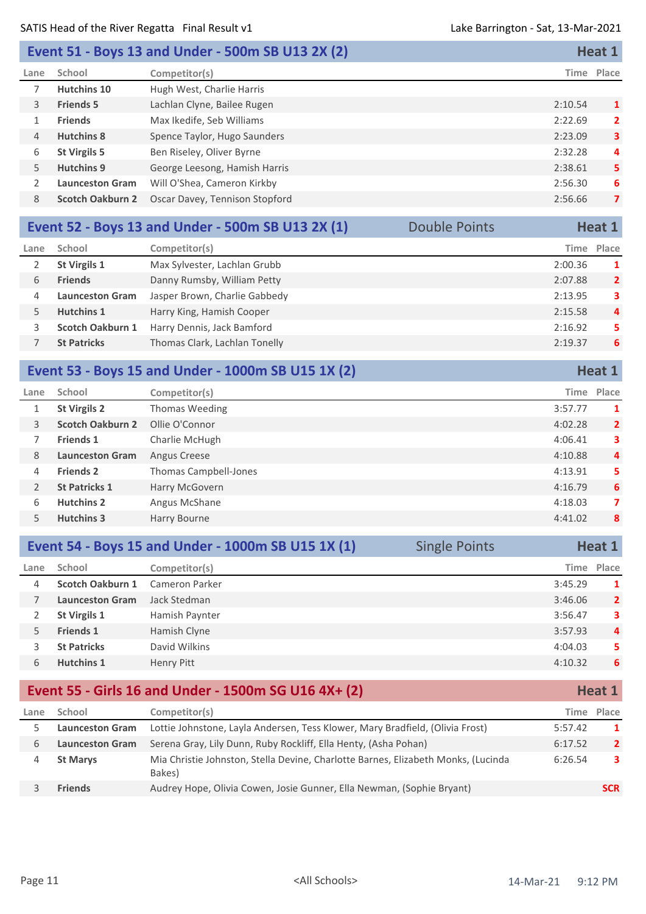## Event 51 - Boys 13 and Under - 500m SB U13 2X (2) — Heat 1

| Lane | School | Competitor(s) | Time | Place |
|---|---|---|---|---|
| 7 | **Hutchins 10** | Hugh West, Charlie Harris | | |
| 3 | **Friends 5** | Lachlan Clyne, Bailee Rugen | 2:10.54 | 1 |
| 1 | **Friends** | Max Ikedife, Seb Williams | 2:22.69 | 2 |
| 4 | **Hutchins 8** | Spence Taylor, Hugo Saunders | 2:23.09 | 3 |
| 6 | **St Virgils 5** | Ben Riseley, Oliver Byrne | 2:32.28 | 4 |
| 5 | **Hutchins 9** | George Leesong, Hamish Harris | 2:38.61 | 5 |
| 2 | **Launceston Gram** | Will O'Shea, Cameron Kirkby | 2:56.30 | 6 |
| 8 | **Scotch Oakburn 2** | Oscar Davey, Tennison Stopford | 2:56.66 | 7 |

## Event 52 - Boys 13 and Under - 500m SB U13 2X (1) — Double Points — Heat 1

| Lane | School | Competitor(s) | Time | Place |
|---|---|---|---|---|
| 2 | **St Virgils 1** | Max Sylvester, Lachlan Grubb | 2:00.36 | 1 |
| 6 | **Friends** | Danny Rumsby, William Petty | 2:07.88 | 2 |
| 4 | **Launceston Gram** | Jasper Brown, Charlie Gabbedy | 2:13.95 | 3 |
| 5 | **Hutchins 1** | Harry King, Hamish Cooper | 2:15.58 | 4 |
| 3 | **Scotch Oakburn 1** | Harry Dennis, Jack Bamford | 2:16.92 | 5 |
| 7 | **St Patricks** | Thomas Clark, Lachlan Tonelly | 2:19.37 | 6 |

## Event 53 - Boys 15 and Under - 1000m SB U15 1X (2) — Heat 1

| Lane | School | Competitor(s) | Time | Place |
|---|---|---|---|---|
| 1 | **St Virgils 2** | Thomas Weeding | 3:57.77 | 1 |
| 3 | **Scotch Oakburn 2** | Ollie O'Connor | 4:02.28 | 2 |
| 7 | **Friends 1** | Charlie McHugh | 4:06.41 | 3 |
| 8 | **Launceston Gram** | Angus Creese | 4:10.88 | 4 |
| 4 | **Friends 2** | Thomas Campbell-Jones | 4:13.91 | 5 |
| 2 | **St Patricks 1** | Harry McGovern | 4:16.79 | 6 |
| 6 | **Hutchins 2** | Angus McShane | 4:18.03 | 7 |
| 5 | **Hutchins 3** | Harry Bourne | 4:41.02 | 8 |

## Event 54 - Boys 15 and Under - 1000m SB U15 1X (1) — Single Points — Heat 1

| Lane | School | Competitor(s) | Time | Place |
|---|---|---|---|---|
| 4 | **Scotch Oakburn 1** | Cameron Parker | 3:45.29 | 1 |
| 7 | **Launceston Gram** | Jack Stedman | 3:46.06 | 2 |
| 2 | **St Virgils 1** | Hamish Paynter | 3:56.47 | 3 |
| 5 | **Friends 1** | Hamish Clyne | 3:57.93 | 4 |
| 3 | **St Patricks** | David Wilkins | 4:04.03 | 5 |
| 6 | **Hutchins 1** | Henry Pitt | 4:10.32 | 6 |

## Event 55 - Girls 16 and Under - 1500m SG U16 4X+ (2) — Heat 1

| Lane | School | Competitor(s) | Time | Place |
|---|---|---|---|---|
| 5 | **Launceston Gram** | Lottie Johnstone, Layla Andersen, Tess Klower, Mary Bradfield, (Olivia Frost) | 5:57.42 | 1 |
| 6 | **Launceston Gram** | Serena Gray, Lily Dunn, Ruby Rockliff, Ella Henty, (Asha Pohan) | 6:17.52 | 2 |
| 4 | **St Marys** | Mia Christie Johnston, Stella Devine, Charlotte Barnes, Elizabeth Monks, (Lucinda Bakes) | 6:26.54 | 3 |
| 3 | **Friends** | Audrey Hope, Olivia Cowen, Josie Gunner, Ella Newman, (Sophie Bryant) | | SCR |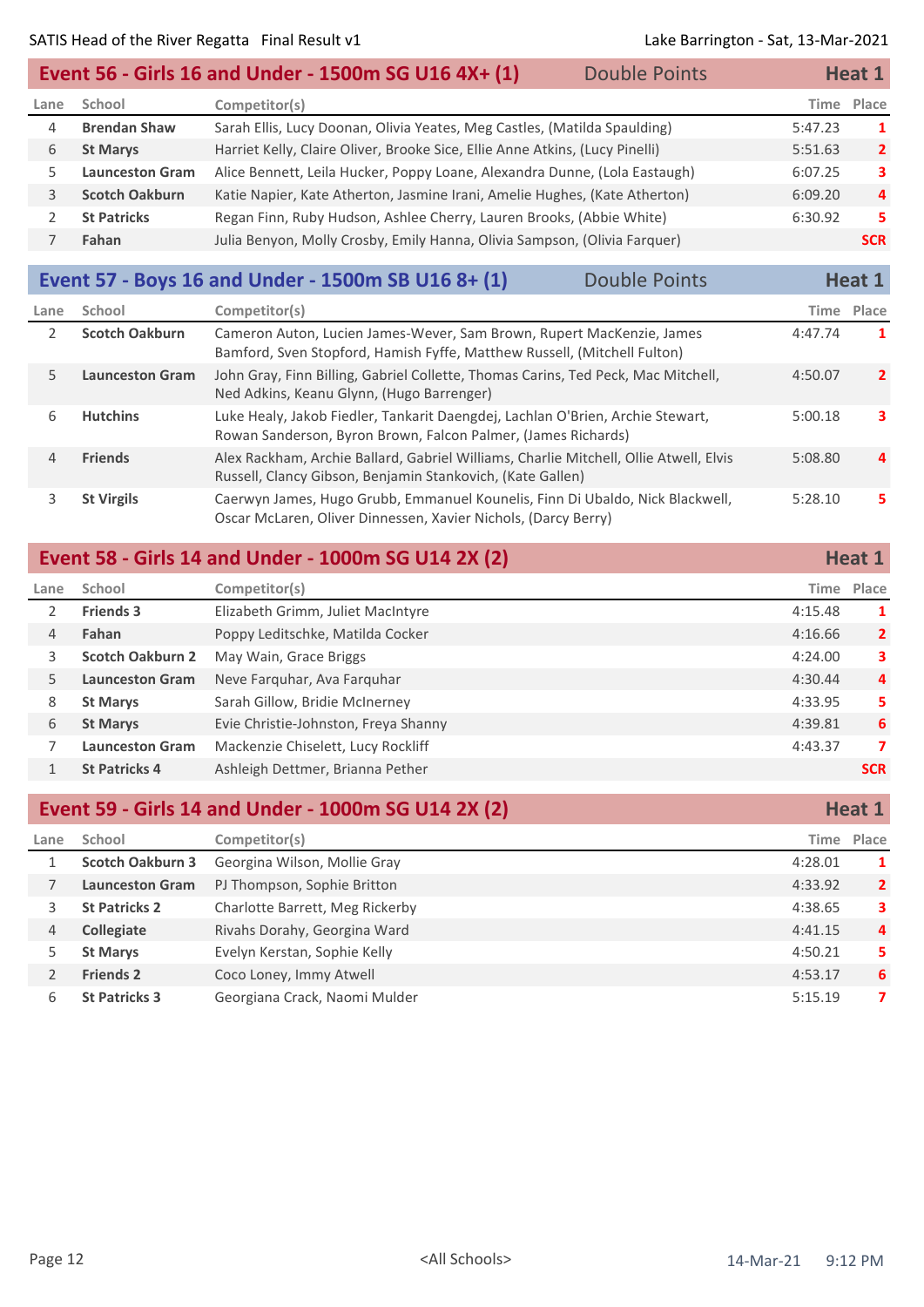## Event 56 - Girls 16 and Under - 1500m SG U16 4X+ (1) — Double Points — Heat 1

| Lane | School | Competitor(s) | Time | Place |
|---|---|---|---|---|
| 4 | **Brendan Shaw** | Sarah Ellis, Lucy Doonan, Olivia Yeates, Meg Castles, (Matilda Spaulding) | 5:47.23 | 1 |
| 6 | **St Marys** | Harriet Kelly, Claire Oliver, Brooke Sice, Ellie Anne Atkins, (Lucy Pinelli) | 5:51.63 | 2 |
| 5 | **Launceston Gram** | Alice Bennett, Leila Hucker, Poppy Loane, Alexandra Dunne, (Lola Eastaugh) | 6:07.25 | 3 |
| 3 | **Scotch Oakburn** | Katie Napier, Kate Atherton, Jasmine Irani, Amelie Hughes, (Kate Atherton) | 6:09.20 | 4 |
| 2 | **St Patricks** | Regan Finn, Ruby Hudson, Ashlee Cherry, Lauren Brooks, (Abbie White) | 6:30.92 | 5 |
| 7 | **Fahan** | Julia Benyon, Molly Crosby, Emily Hanna, Olivia Sampson, (Olivia Farquer) | | SCR |

## Event 57 - Boys 16 and Under - 1500m SB U16 8+ (1) — Double Points — Heat 1

| Lane | School | Competitor(s) | Time | Place |
|---|---|---|---|---|
| 2 | **Scotch Oakburn** | Cameron Auton, Lucien James-Wever, Sam Brown, Rupert MacKenzie, James Bamford, Sven Stopford, Hamish Fyffe, Matthew Russell, (Mitchell Fulton) | 4:47.74 | 1 |
| 5 | **Launceston Gram** | John Gray, Finn Billing, Gabriel Collette, Thomas Carins, Ted Peck, Mac Mitchell, Ned Adkins, Keanu Glynn, (Hugo Barrenger) | 4:50.07 | 2 |
| 6 | **Hutchins** | Luke Healy, Jakob Fiedler, Tankarit Daengdej, Lachlan O'Brien, Archie Stewart, Rowan Sanderson, Byron Brown, Falcon Palmer, (James Richards) | 5:00.18 | 3 |
| 4 | **Friends** | Alex Rackham, Archie Ballard, Gabriel Williams, Charlie Mitchell, Ollie Atwell, Elvis Russell, Clancy Gibson, Benjamin Stankovich, (Kate Gallen) | 5:08.80 | 4 |
| 3 | **St Virgils** | Caerwyn James, Hugo Grubb, Emmanuel Kounelis, Finn Di Ubaldo, Nick Blackwell, Oscar McLaren, Oliver Dinnessen, Xavier Nichols, (Darcy Berry) | 5:28.10 | 5 |

## Event 58 - Girls 14 and Under - 1000m SG U14 2X (2) — Heat 1

| Lane | School | Competitor(s) | Time | Place |
|---|---|---|---|---|
| 2 | **Friends 3** | Elizabeth Grimm, Juliet MacIntyre | 4:15.48 | 1 |
| 4 | **Fahan** | Poppy Leditschke, Matilda Cocker | 4:16.66 | 2 |
| 3 | **Scotch Oakburn 2** | May Wain, Grace Briggs | 4:24.00 | 3 |
| 5 | **Launceston Gram** | Neve Farquhar, Ava Farquhar | 4:30.44 | 4 |
| 8 | **St Marys** | Sarah Gillow, Bridie McInerney | 4:33.95 | 5 |
| 6 | **St Marys** | Evie Christie-Johnston, Freya Shanny | 4:39.81 | 6 |
| 7 | **Launceston Gram** | Mackenzie Chiselett, Lucy Rockliff | 4:43.37 | 7 |
| 1 | **St Patricks 4** | Ashleigh Dettmer, Brianna Pether | | SCR |

## Event 59 - Girls 14 and Under - 1000m SG U14 2X (2) — Heat 1

| Lane | School | Competitor(s) | Time | Place |
|---|---|---|---|---|
| 1 | **Scotch Oakburn 3** | Georgina Wilson, Mollie Gray | 4:28.01 | 1 |
| 7 | **Launceston Gram** | PJ Thompson, Sophie Britton | 4:33.92 | 2 |
| 3 | **St Patricks 2** | Charlotte Barrett, Meg Rickerby | 4:38.65 | 3 |
| 4 | **Collegiate** | Rivahs Dorahy, Georgina Ward | 4:41.15 | 4 |
| 5 | **St Marys** | Evelyn Kerstan, Sophie Kelly | 4:50.21 | 5 |
| 2 | **Friends 2** | Coco Loney, Immy Atwell | 4:53.17 | 6 |
| 6 | **St Patricks 3** | Georgiana Crack, Naomi Mulder | 5:15.19 | 7 |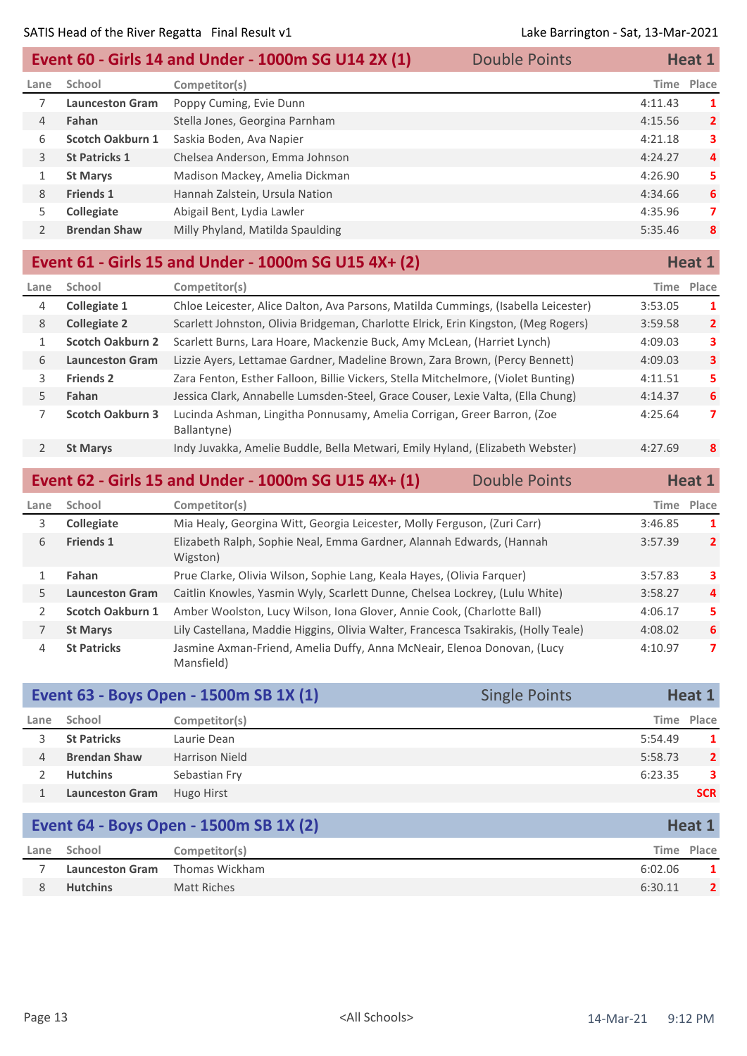SATIS Head of the River Regatta Final Result v1 — Lake Barrington - Sat, 13-Mar-2021

## Event 60 - Girls 14 and Under - 1000m SG U14 2X (1) — Double Points — Heat 1

| Lane | School | Competitor(s) | Time | Place |
|---|---|---|---|---|
| 7 | **Launceston Gram** | Poppy Cuming, Evie Dunn | 4:11.43 | 1 |
| 4 | **Fahan** | Stella Jones, Georgina Parnham | 4:15.56 | 2 |
| 6 | **Scotch Oakburn 1** | Saskia Boden, Ava Napier | 4:21.18 | 3 |
| 3 | **St Patricks 1** | Chelsea Anderson, Emma Johnson | 4:24.27 | 4 |
| 1 | **St Marys** | Madison Mackey, Amelia Dickman | 4:26.90 | 5 |
| 8 | **Friends 1** | Hannah Zalstein, Ursula Nation | 4:34.66 | 6 |
| 5 | **Collegiate** | Abigail Bent, Lydia Lawler | 4:35.96 | 7 |
| 2 | **Brendan Shaw** | Milly Phyland, Matilda Spaulding | 5:35.46 | 8 |

## Event 61 - Girls 15 and Under - 1000m SG U15 4X+ (2) — Heat 1

| Lane | School | Competitor(s) | Time | Place |
|---|---|---|---|---|
| 4 | **Collegiate 1** | Chloe Leicester, Alice Dalton, Ava Parsons, Matilda Cummings, (Isabella Leicester) | 3:53.05 | 1 |
| 8 | **Collegiate 2** | Scarlett Johnston, Olivia Bridgeman, Charlotte Elrick, Erin Kingston, (Meg Rogers) | 3:59.58 | 2 |
| 1 | **Scotch Oakburn 2** | Scarlett Burns, Lara Hoare, Mackenzie Buck, Amy McLean, (Harriet Lynch) | 4:09.03 | 3 |
| 6 | **Launceston Gram** | Lizzie Ayers, Lettamae Gardner, Madeline Brown, Zara Brown, (Percy Bennett) | 4:09.03 | 3 |
| 3 | **Friends 2** | Zara Fenton, Esther Falloon, Billie Vickers, Stella Mitchelmore, (Violet Bunting) | 4:11.51 | 5 |
| 5 | **Fahan** | Jessica Clark, Annabelle Lumsden-Steel, Grace Couser, Lexie Valta, (Ella Chung) | 4:14.37 | 6 |
| 7 | **Scotch Oakburn 3** | Lucinda Ashman, Lingitha Ponnusamy, Amelia Corrigan, Greer Barron, (Zoe Ballantyne) | 4:25.64 | 7 |
| 2 | **St Marys** | Indy Juvakka, Amelie Buddle, Bella Metwari, Emily Hyland, (Elizabeth Webster) | 4:27.69 | 8 |

## Event 62 - Girls 15 and Under - 1000m SG U15 4X+ (1) — Double Points — Heat 1

| Lane | School | Competitor(s) | Time | Place |
|---|---|---|---|---|
| 3 | **Collegiate** | Mia Healy, Georgina Witt, Georgia Leicester, Molly Ferguson, (Zuri Carr) | 3:46.85 | 1 |
| 6 | **Friends 1** | Elizabeth Ralph, Sophie Neal, Emma Gardner, Alannah Edwards, (Hannah Wigston) | 3:57.39 | 2 |
| 1 | **Fahan** | Prue Clarke, Olivia Wilson, Sophie Lang, Keala Hayes, (Olivia Farquer) | 3:57.83 | 3 |
| 5 | **Launceston Gram** | Caitlin Knowles, Yasmin Wyly, Scarlett Dunne, Chelsea Lockrey, (Lulu White) | 3:58.27 | 4 |
| 2 | **Scotch Oakburn 1** | Amber Woolston, Lucy Wilson, Iona Glover, Annie Cook, (Charlotte Ball) | 4:06.17 | 5 |
| 7 | **St Marys** | Lily Castellana, Maddie Higgins, Olivia Walter, Francesca Tsakirakis, (Holly Teale) | 4:08.02 | 6 |
| 4 | **St Patricks** | Jasmine Axman-Friend, Amelia Duffy, Anna McNeair, Elenoa Donovan, (Lucy Mansfield) | 4:10.97 | 7 |

## Event 63 - Boys Open - 1500m SB 1X (1) — Single Points — Heat 1

| Lane | School | Competitor(s) | Time | Place |
|---|---|---|---|---|
| 3 | **St Patricks** | Laurie Dean | 5:54.49 | 1 |
| 4 | **Brendan Shaw** | Harrison Nield | 5:58.73 | 2 |
| 2 | **Hutchins** | Sebastian Fry | 6:23.35 | 3 |
| 1 | **Launceston Gram** | Hugo Hirst | | SCR |

## Event 64 - Boys Open - 1500m SB 1X (2) — Heat 1

| Lane | School | Competitor(s) | Time | Place |
|---|---|---|---|---|
| 7 | **Launceston Gram** | Thomas Wickham | 6:02.06 | 1 |
| 8 | **Hutchins** | Matt Riches | 6:30.11 | 2 |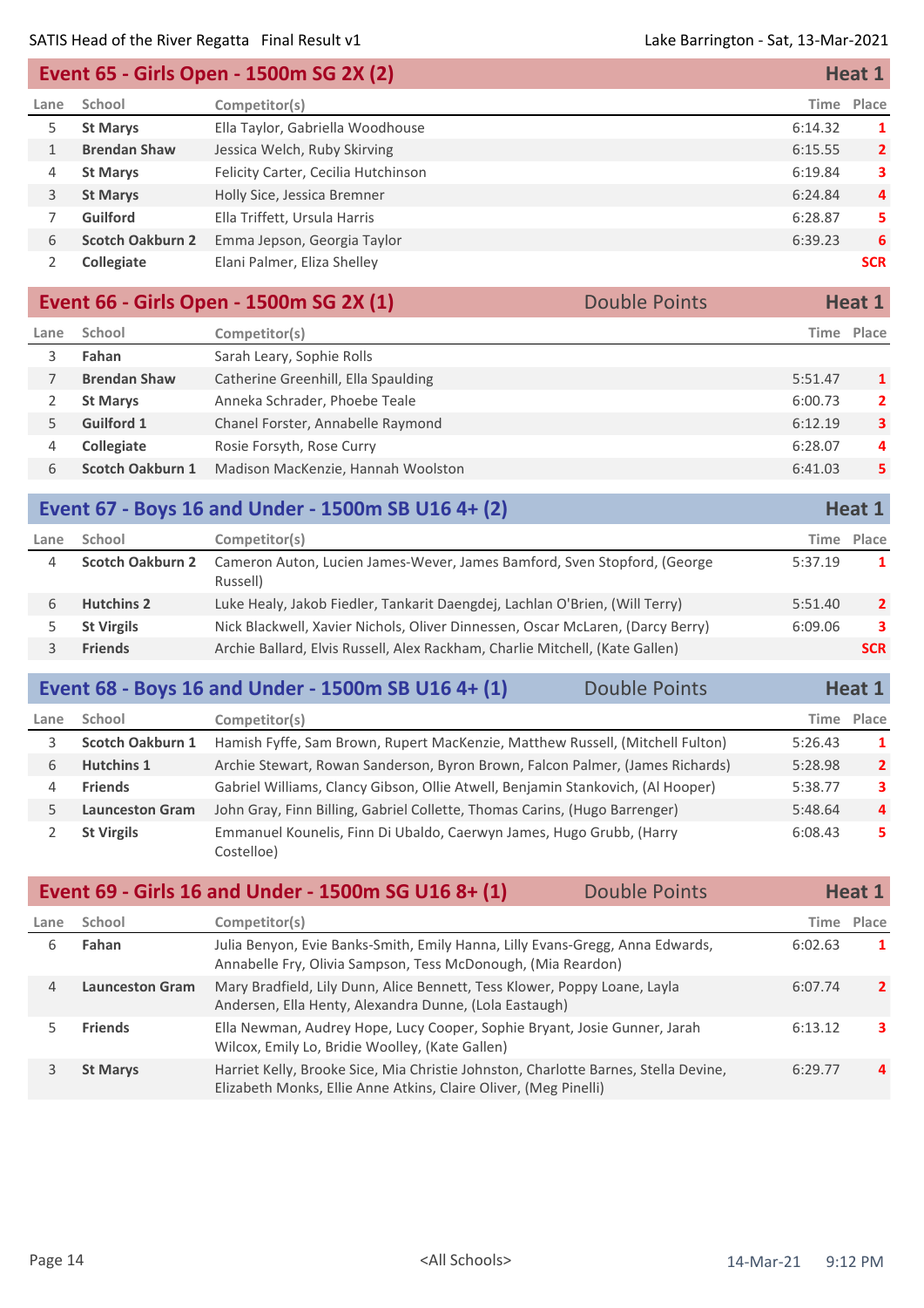## Event 65 - Girls Open - 1500m SG 2X (2) — Heat 1

| Lane | School | Competitor(s) | Time | Place |
|---|---|---|---|---|
| 5 | **St Marys** | Ella Taylor, Gabriella Woodhouse | 6:14.32 | 1 |
| 1 | **Brendan Shaw** | Jessica Welch, Ruby Skirving | 6:15.55 | 2 |
| 4 | **St Marys** | Felicity Carter, Cecilia Hutchinson | 6:19.84 | 3 |
| 3 | **St Marys** | Holly Sice, Jessica Bremner | 6:24.84 | 4 |
| 7 | **Guilford** | Ella Triffett, Ursula Harris | 6:28.87 | 5 |
| 6 | **Scotch Oakburn 2** | Emma Jepson, Georgia Taylor | 6:39.23 | 6 |
| 2 | **Collegiate** | Elani Palmer, Eliza Shelley | | SCR |

## Event 66 - Girls Open - 1500m SG 2X (1) — Double Points — Heat 1

| Lane | School | Competitor(s) | Time | Place |
|---|---|---|---|---|
| 3 | **Fahan** | Sarah Leary, Sophie Rolls | | |
| 7 | **Brendan Shaw** | Catherine Greenhill, Ella Spaulding | 5:51.47 | 1 |
| 2 | **St Marys** | Anneka Schrader, Phoebe Teale | 6:00.73 | 2 |
| 5 | **Guilford 1** | Chanel Forster, Annabelle Raymond | 6:12.19 | 3 |
| 4 | **Collegiate** | Rosie Forsyth, Rose Curry | 6:28.07 | 4 |
| 6 | **Scotch Oakburn 1** | Madison MacKenzie, Hannah Woolston | 6:41.03 | 5 |

## Event 67 - Boys 16 and Under - 1500m SB U16 4+ (2) — Heat 1

| Lane | School | Competitor(s) | Time | Place |
|---|---|---|---|---|
| 4 | **Scotch Oakburn 2** | Cameron Auton, Lucien James-Wever, James Bamford, Sven Stopford, (George Russell) | 5:37.19 | 1 |
| 6 | **Hutchins 2** | Luke Healy, Jakob Fiedler, Tankarit Daengdej, Lachlan O'Brien, (Will Terry) | 5:51.40 | 2 |
| 5 | **St Virgils** | Nick Blackwell, Xavier Nichols, Oliver Dinnessen, Oscar McLaren, (Darcy Berry) | 6:09.06 | 3 |
| 3 | **Friends** | Archie Ballard, Elvis Russell, Alex Rackham, Charlie Mitchell, (Kate Gallen) | | SCR |

## Event 68 - Boys 16 and Under - 1500m SB U16 4+ (1) — Double Points — Heat 1

| Lane | School | Competitor(s) | Time | Place |
|---|---|---|---|---|
| 3 | **Scotch Oakburn 1** | Hamish Fyffe, Sam Brown, Rupert MacKenzie, Matthew Russell, (Mitchell Fulton) | 5:26.43 | 1 |
| 6 | **Hutchins 1** | Archie Stewart, Rowan Sanderson, Byron Brown, Falcon Palmer, (James Richards) | 5:28.98 | 2 |
| 4 | **Friends** | Gabriel Williams, Clancy Gibson, Ollie Atwell, Benjamin Stankovich, (Al Hooper) | 5:38.77 | 3 |
| 5 | **Launceston Gram** | John Gray, Finn Billing, Gabriel Collette, Thomas Carins, (Hugo Barrenger) | 5:48.64 | 4 |
| 2 | **St Virgils** | Emmanuel Kounelis, Finn Di Ubaldo, Caerwyn James, Hugo Grubb, (Harry Costelloe) | 6:08.43 | 5 |

## Event 69 - Girls 16 and Under - 1500m SG U16 8+ (1) — Double Points — Heat 1

| Lane | School | Competitor(s) | Time | Place |
|---|---|---|---|---|
| 6 | **Fahan** | Julia Benyon, Evie Banks-Smith, Emily Hanna, Lilly Evans-Gregg, Anna Edwards, Annabelle Fry, Olivia Sampson, Tess McDonough, (Mia Reardon) | 6:02.63 | 1 |
| 4 | **Launceston Gram** | Mary Bradfield, Lily Dunn, Alice Bennett, Tess Klower, Poppy Loane, Layla Andersen, Ella Henty, Alexandra Dunne, (Lola Eastaugh) | 6:07.74 | 2 |
| 5 | **Friends** | Ella Newman, Audrey Hope, Lucy Cooper, Sophie Bryant, Josie Gunner, Jarah Wilcox, Emily Lo, Bridie Woolley, (Kate Gallen) | 6:13.12 | 3 |
| 3 | **St Marys** | Harriet Kelly, Brooke Sice, Mia Christie Johnston, Charlotte Barnes, Stella Devine, Elizabeth Monks, Ellie Anne Atkins, Claire Oliver, (Meg Pinelli) | 6:29.77 | 4 |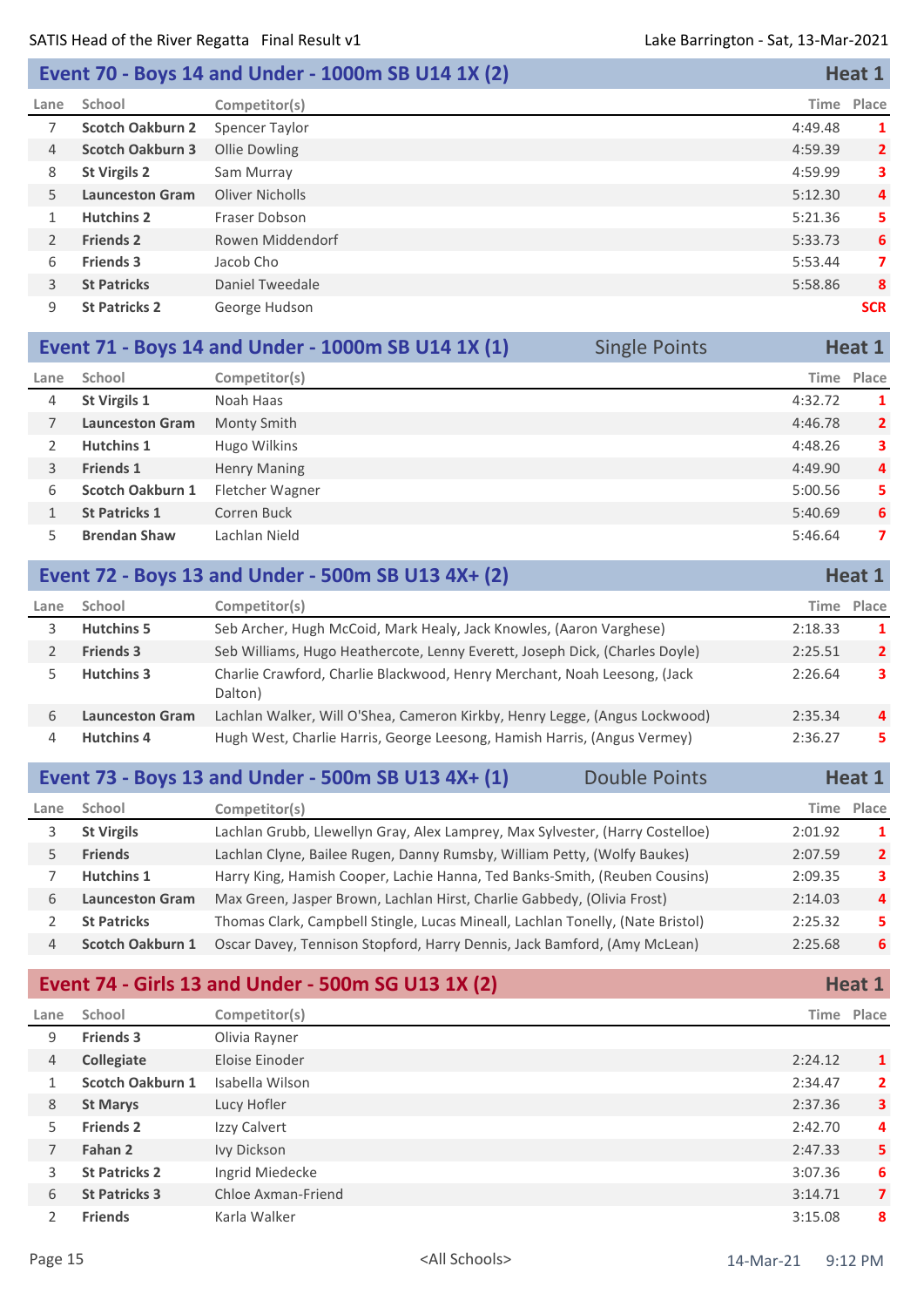## Event 70 - Boys 14 and Under - 1000m SB U14 1X (2) — Heat 1

| Lane | School | Competitor(s) | Time | Place |
|---|---|---|---|---|
| 7 | **Scotch Oakburn 2** | Spencer Taylor | 4:49.48 | 1 |
| 4 | **Scotch Oakburn 3** | Ollie Dowling | 4:59.39 | 2 |
| 8 | **St Virgils 2** | Sam Murray | 4:59.99 | 3 |
| 5 | **Launceston Gram** | Oliver Nicholls | 5:12.30 | 4 |
| 1 | **Hutchins 2** | Fraser Dobson | 5:21.36 | 5 |
| 2 | **Friends 2** | Rowen Middendorf | 5:33.73 | 6 |
| 6 | **Friends 3** | Jacob Cho | 5:53.44 | 7 |
| 3 | **St Patricks** | Daniel Tweedale | 5:58.86 | 8 |
| 9 | **St Patricks 2** | George Hudson | | SCR |

## Event 71 - Boys 14 and Under - 1000m SB U14 1X (1) — Single Points — Heat 1

| Lane | School | Competitor(s) | Time | Place |
|---|---|---|---|---|
| 4 | **St Virgils 1** | Noah Haas | 4:32.72 | 1 |
| 7 | **Launceston Gram** | Monty Smith | 4:46.78 | 2 |
| 2 | **Hutchins 1** | Hugo Wilkins | 4:48.26 | 3 |
| 3 | **Friends 1** | Henry Maning | 4:49.90 | 4 |
| 6 | **Scotch Oakburn 1** | Fletcher Wagner | 5:00.56 | 5 |
| 1 | **St Patricks 1** | Corren Buck | 5:40.69 | 6 |
| 5 | **Brendan Shaw** | Lachlan Nield | 5:46.64 | 7 |

## Event 72 - Boys 13 and Under - 500m SB U13 4X+ (2) — Heat 1

| Lane | School | Competitor(s) | Time | Place |
|---|---|---|---|---|
| 3 | **Hutchins 5** | Seb Archer, Hugh McCoid, Mark Healy, Jack Knowles, (Aaron Varghese) | 2:18.33 | 1 |
| 2 | **Friends 3** | Seb Williams, Hugo Heathercote, Lenny Everett, Joseph Dick, (Charles Doyle) | 2:25.51 | 2 |
| 5 | **Hutchins 3** | Charlie Crawford, Charlie Blackwood, Henry Merchant, Noah Leesong, (Jack Dalton) | 2:26.64 | 3 |
| 6 | **Launceston Gram** | Lachlan Walker, Will O'Shea, Cameron Kirkby, Henry Legge, (Angus Lockwood) | 2:35.34 | 4 |
| 4 | **Hutchins 4** | Hugh West, Charlie Harris, George Leesong, Hamish Harris, (Angus Vermey) | 2:36.27 | 5 |

## Event 73 - Boys 13 and Under - 500m SB U13 4X+ (1) — Double Points — Heat 1

| Lane | School | Competitor(s) | Time | Place |
|---|---|---|---|---|
| 3 | **St Virgils** | Lachlan Grubb, Llewellyn Gray, Alex Lamprey, Max Sylvester, (Harry Costelloe) | 2:01.92 | 1 |
| 5 | **Friends** | Lachlan Clyne, Bailee Rugen, Danny Rumsby, William Petty, (Wolfy Baukes) | 2:07.59 | 2 |
| 7 | **Hutchins 1** | Harry King, Hamish Cooper, Lachie Hanna, Ted Banks-Smith, (Reuben Cousins) | 2:09.35 | 3 |
| 6 | **Launceston Gram** | Max Green, Jasper Brown, Lachlan Hirst, Charlie Gabbedy, (Olivia Frost) | 2:14.03 | 4 |
| 2 | **St Patricks** | Thomas Clark, Campbell Stingle, Lucas Mineall, Lachlan Tonelly, (Nate Bristol) | 2:25.32 | 5 |
| 4 | **Scotch Oakburn 1** | Oscar Davey, Tennison Stopford, Harry Dennis, Jack Bamford, (Amy McLean) | 2:25.68 | 6 |

## Event 74 - Girls 13 and Under - 500m SG U13 1X (2) — Heat 1

| Lane | School | Competitor(s) | Time | Place |
|---|---|---|---|---|
| 9 | **Friends 3** | Olivia Rayner | | |
| 4 | **Collegiate** | Eloise Einoder | 2:24.12 | 1 |
| 1 | **Scotch Oakburn 1** | Isabella Wilson | 2:34.47 | 2 |
| 8 | **St Marys** | Lucy Hofler | 2:37.36 | 3 |
| 5 | **Friends 2** | Izzy Calvert | 2:42.70 | 4 |
| 7 | **Fahan 2** | Ivy Dickson | 2:47.33 | 5 |
| 3 | **St Patricks 2** | Ingrid Miedecke | 3:07.36 | 6 |
| 6 | **St Patricks 3** | Chloe Axman-Friend | 3:14.71 | 7 |
| 2 | **Friends** | Karla Walker | 3:15.08 | 8 |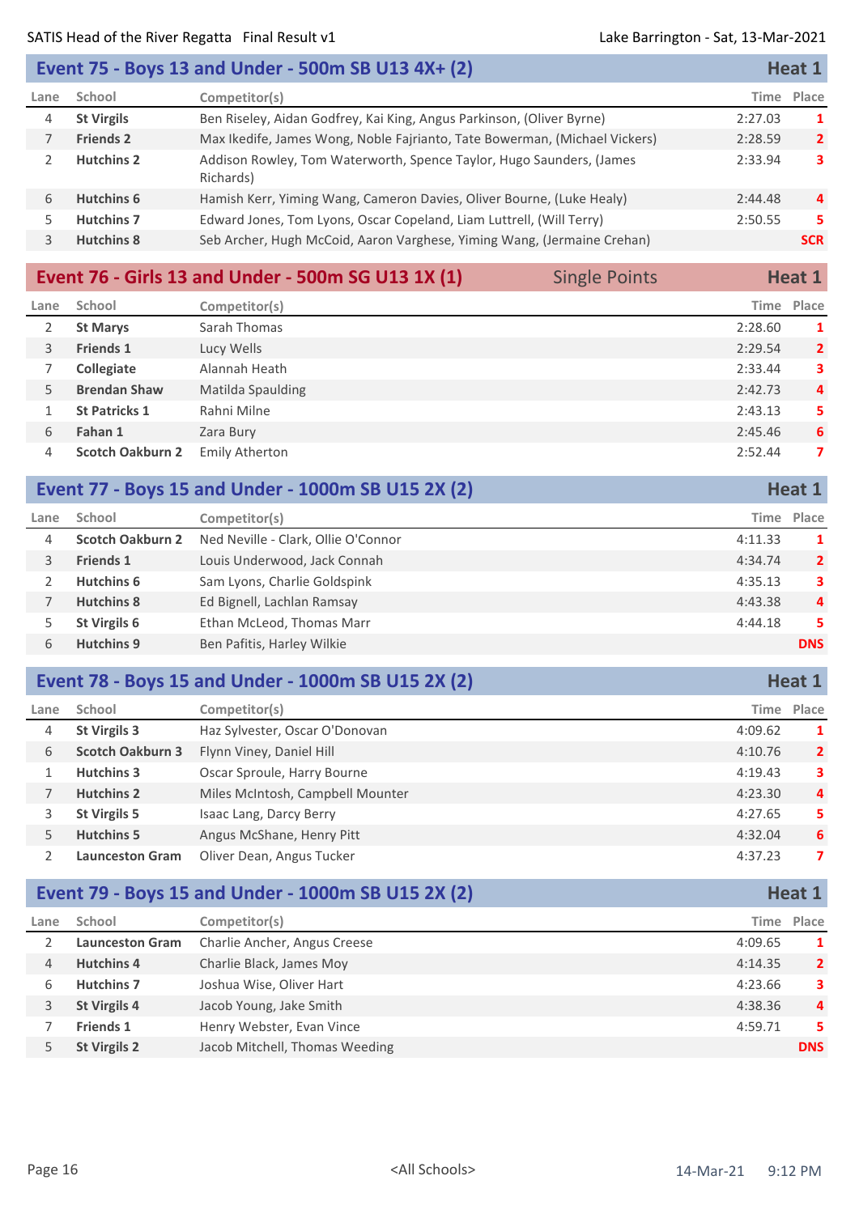## Event 75 - Boys 13 and Under - 500m SB U13 4X+ (2) — Heat 1

| Lane | School | Competitor(s) | Time | Place |
|---|---|---|---|---|
| 4 | **St Virgils** | Ben Riseley, Aidan Godfrey, Kai King, Angus Parkinson, (Oliver Byrne) | 2:27.03 | 1 |
| 7 | **Friends 2** | Max Ikedife, James Wong, Noble Fajrianto, Tate Bowerman, (Michael Vickers) | 2:28.59 | 2 |
| 2 | **Hutchins 2** | Addison Rowley, Tom Waterworth, Spence Taylor, Hugo Saunders, (James Richards) | 2:33.94 | 3 |
| 6 | **Hutchins 6** | Hamish Kerr, Yiming Wang, Cameron Davies, Oliver Bourne, (Luke Healy) | 2:44.48 | 4 |
| 5 | **Hutchins 7** | Edward Jones, Tom Lyons, Oscar Copeland, Liam Luttrell, (Will Terry) | 2:50.55 | 5 |
| 3 | **Hutchins 8** | Seb Archer, Hugh McCoid, Aaron Varghese, Yiming Wang, (Jermaine Crehan) | | SCR |

## Event 76 - Girls 13 and Under - 500m SG U13 1X (1) — Single Points — Heat 1

| Lane | School | Competitor(s) | Time | Place |
|---|---|---|---|---|
| 2 | **St Marys** | Sarah Thomas | 2:28.60 | 1 |
| 3 | **Friends 1** | Lucy Wells | 2:29.54 | 2 |
| 7 | **Collegiate** | Alannah Heath | 2:33.44 | 3 |
| 5 | **Brendan Shaw** | Matilda Spaulding | 2:42.73 | 4 |
| 1 | **St Patricks 1** | Rahni Milne | 2:43.13 | 5 |
| 6 | **Fahan 1** | Zara Bury | 2:45.46 | 6 |
| 4 | **Scotch Oakburn 2** | Emily Atherton | 2:52.44 | 7 |

## Event 77 - Boys 15 and Under - 1000m SB U15 2X (2) — Heat 1

| Lane | School | Competitor(s) | Time | Place |
|---|---|---|---|---|
| 4 | **Scotch Oakburn 2** | Ned Neville - Clark, Ollie O'Connor | 4:11.33 | 1 |
| 3 | **Friends 1** | Louis Underwood, Jack Connah | 4:34.74 | 2 |
| 2 | **Hutchins 6** | Sam Lyons, Charlie Goldspink | 4:35.13 | 3 |
| 7 | **Hutchins 8** | Ed Bignell, Lachlan Ramsay | 4:43.38 | 4 |
| 5 | **St Virgils 6** | Ethan McLeod, Thomas Marr | 4:44.18 | 5 |
| 6 | **Hutchins 9** | Ben Pafitis, Harley Wilkie | | DNS |

## Event 78 - Boys 15 and Under - 1000m SB U15 2X (2) — Heat 1

| Lane | School | Competitor(s) | Time | Place |
|---|---|---|---|---|
| 4 | **St Virgils 3** | Haz Sylvester, Oscar O'Donovan | 4:09.62 | 1 |
| 6 | **Scotch Oakburn 3** | Flynn Viney, Daniel Hill | 4:10.76 | 2 |
| 1 | **Hutchins 3** | Oscar Sproule, Harry Bourne | 4:19.43 | 3 |
| 7 | **Hutchins 2** | Miles McIntosh, Campbell Mounter | 4:23.30 | 4 |
| 3 | **St Virgils 5** | Isaac Lang, Darcy Berry | 4:27.65 | 5 |
| 5 | **Hutchins 5** | Angus McShane, Henry Pitt | 4:32.04 | 6 |
| 2 | **Launceston Gram** | Oliver Dean, Angus Tucker | 4:37.23 | 7 |

## Event 79 - Boys 15 and Under - 1000m SB U15 2X (2) — Heat 1

| Lane | School | Competitor(s) | Time | Place |
|---|---|---|---|---|
| 2 | **Launceston Gram** | Charlie Ancher, Angus Creese | 4:09.65 | 1 |
| 4 | **Hutchins 4** | Charlie Black, James Moy | 4:14.35 | 2 |
| 6 | **Hutchins 7** | Joshua Wise, Oliver Hart | 4:23.66 | 3 |
| 3 | **St Virgils 4** | Jacob Young, Jake Smith | 4:38.36 | 4 |
| 7 | **Friends 1** | Henry Webster, Evan Vince | 4:59.71 | 5 |
| 5 | **St Virgils 2** | Jacob Mitchell, Thomas Weeding | | DNS |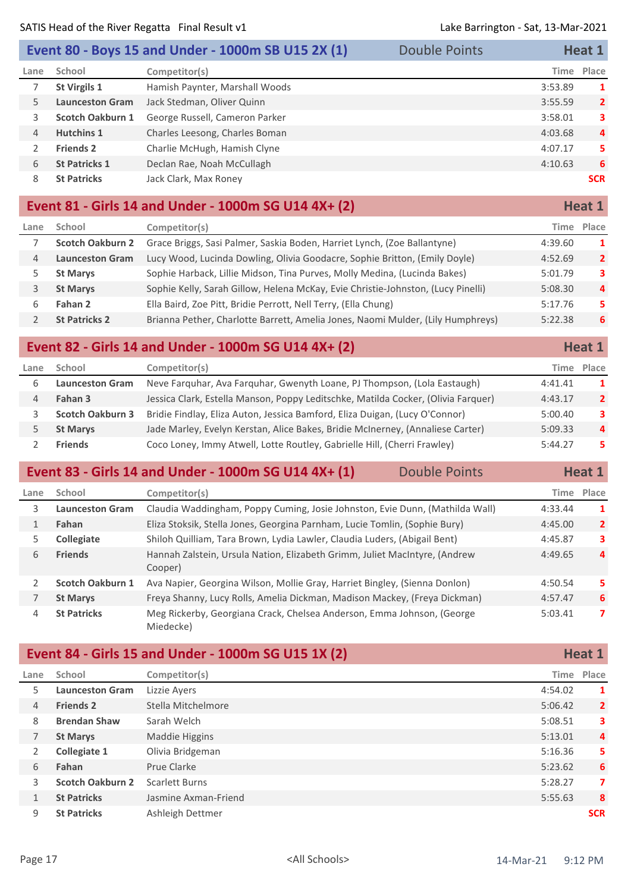## Event 80 - Boys 15 and Under - 1000m SB U15 2X (1) — Double Points — Heat 1

| Lane | School | Competitor(s) | Time | Place |
|---|---|---|---|---|
| 7 | **St Virgils 1** | Hamish Paynter, Marshall Woods | 3:53.89 | 1 |
| 5 | **Launceston Gram** | Jack Stedman, Oliver Quinn | 3:55.59 | 2 |
| 3 | **Scotch Oakburn 1** | George Russell, Cameron Parker | 3:58.01 | 3 |
| 4 | **Hutchins 1** | Charles Leesong, Charles Boman | 4:03.68 | 4 |
| 2 | **Friends 2** | Charlie McHugh, Hamish Clyne | 4:07.17 | 5 |
| 6 | **St Patricks 1** | Declan Rae, Noah McCullagh | 4:10.63 | 6 |
| 8 | **St Patricks** | Jack Clark, Max Roney | | SCR |

## Event 81 - Girls 14 and Under - 1000m SG U14 4X+ (2) — Heat 1

| Lane | School | Competitor(s) | Time | Place |
|---|---|---|---|---|
| 7 | **Scotch Oakburn 2** | Grace Briggs, Sasi Palmer, Saskia Boden, Harriet Lynch, (Zoe Ballantyne) | 4:39.60 | 1 |
| 4 | **Launceston Gram** | Lucy Wood, Lucinda Dowling, Olivia Goodacre, Sophie Britton, (Emily Doyle) | 4:52.69 | 2 |
| 5 | **St Marys** | Sophie Harback, Lillie Midson, Tina Purves, Molly Medina, (Lucinda Bakes) | 5:01.79 | 3 |
| 3 | **St Marys** | Sophie Kelly, Sarah Gillow, Helena McKay, Evie Christie-Johnston, (Lucy Pinelli) | 5:08.30 | 4 |
| 6 | **Fahan 2** | Ella Baird, Zoe Pitt, Bridie Perrott, Nell Terry, (Ella Chung) | 5:17.76 | 5 |
| 2 | **St Patricks 2** | Brianna Pether, Charlotte Barrett, Amelia Jones, Naomi Mulder, (Lily Humphreys) | 5:22.38 | 6 |

## Event 82 - Girls 14 and Under - 1000m SG U14 4X+ (2) — Heat 1

| Lane | School | Competitor(s) | Time | Place |
|---|---|---|---|---|
| 6 | **Launceston Gram** | Neve Farquhar, Ava Farquhar, Gwenyth Loane, PJ Thompson, (Lola Eastaugh) | 4:41.41 | 1 |
| 4 | **Fahan 3** | Jessica Clark, Estella Manson, Poppy Leditschke, Matilda Cocker, (Olivia Farquer) | 4:43.17 | 2 |
| 3 | **Scotch Oakburn 3** | Bridie Findlay, Eliza Auton, Jessica Bamford, Eliza Duigan, (Lucy O'Connor) | 5:00.40 | 3 |
| 5 | **St Marys** | Jade Marley, Evelyn Kerstan, Alice Bakes, Bridie McInerney, (Annaliese Carter) | 5:09.33 | 4 |
| 2 | **Friends** | Coco Loney, Immy Atwell, Lotte Routley, Gabrielle Hill, (Cherri Frawley) | 5:44.27 | 5 |

## Event 83 - Girls 14 and Under - 1000m SG U14 4X+ (1) — Double Points — Heat 1

| Lane | School | Competitor(s) | Time | Place |
|---|---|---|---|---|
| 3 | **Launceston Gram** | Claudia Waddingham, Poppy Cuming, Josie Johnston, Evie Dunn, (Mathilda Wall) | 4:33.44 | 1 |
| 1 | **Fahan** | Eliza Stoksik, Stella Jones, Georgina Parnham, Lucie Tomlin, (Sophie Bury) | 4:45.00 | 2 |
| 5 | **Collegiate** | Shiloh Quilliam, Tara Brown, Lydia Lawler, Claudia Luders, (Abigail Bent) | 4:45.87 | 3 |
| 6 | **Friends** | Hannah Zalstein, Ursula Nation, Elizabeth Grimm, Juliet MacIntyre, (Andrew Cooper) | 4:49.65 | 4 |
| 2 | **Scotch Oakburn 1** | Ava Napier, Georgina Wilson, Mollie Gray, Harriet Bingley, (Sienna Donlon) | 4:50.54 | 5 |
| 7 | **St Marys** | Freya Shanny, Lucy Rolls, Amelia Dickman, Madison Mackey, (Freya Dickman) | 4:57.47 | 6 |
| 4 | **St Patricks** | Meg Rickerby, Georgiana Crack, Chelsea Anderson, Emma Johnson, (George Miedecke) | 5:03.41 | 7 |

## Event 84 - Girls 15 and Under - 1000m SG U15 1X (2) — Heat 1

| Lane | School | Competitor(s) | Time | Place |
|---|---|---|---|---|
| 5 | **Launceston Gram** | Lizzie Ayers | 4:54.02 | 1 |
| 4 | **Friends 2** | Stella Mitchelmore | 5:06.42 | 2 |
| 8 | **Brendan Shaw** | Sarah Welch | 5:08.51 | 3 |
| 7 | **St Marys** | Maddie Higgins | 5:13.01 | 4 |
| 2 | **Collegiate 1** | Olivia Bridgeman | 5:16.36 | 5 |
| 6 | **Fahan** | Prue Clarke | 5:23.62 | 6 |
| 3 | **Scotch Oakburn 2** | Scarlett Burns | 5:28.27 | 7 |
| 1 | **St Patricks** | Jasmine Axman-Friend | 5:55.63 | 8 |
| 9 | **St Patricks** | Ashleigh Dettmer | | SCR |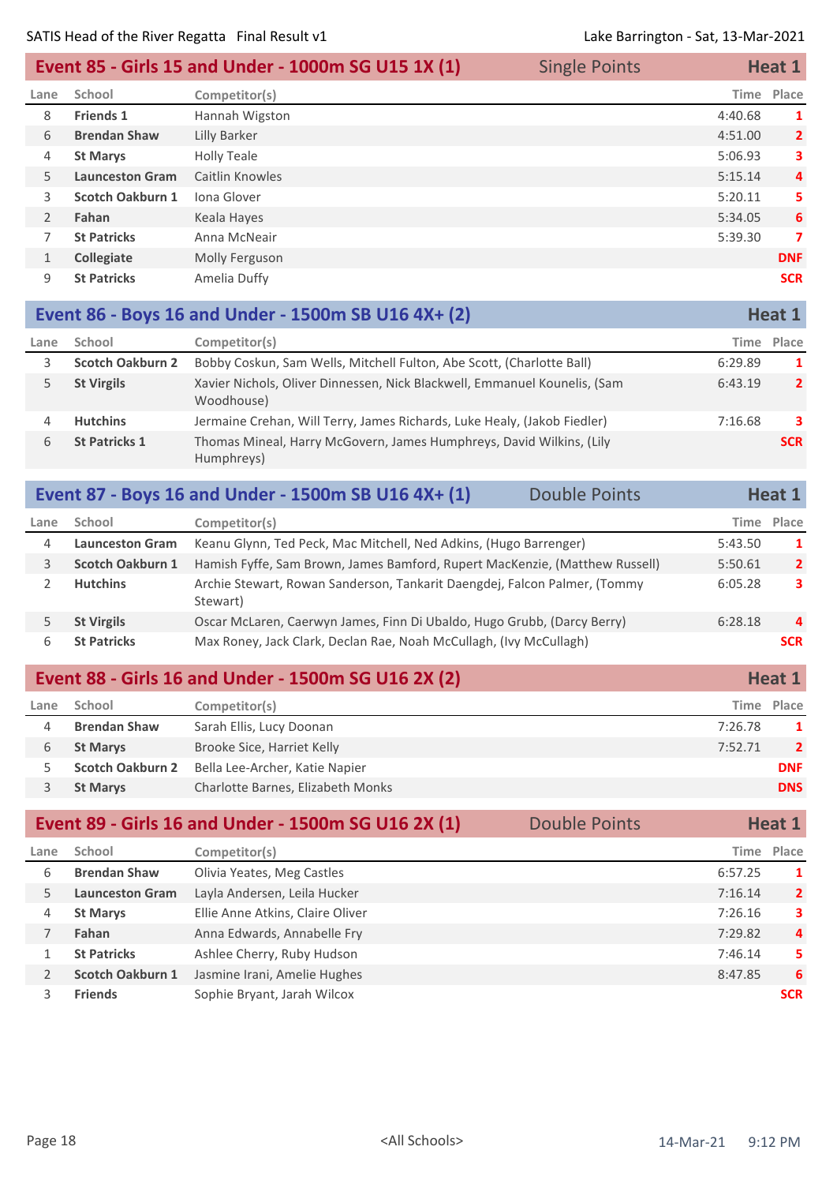## Event 85 - Girls 15 and Under - 1000m SG U15 1X (1) — Single Points — Heat 1

| Lane | School | Competitor(s) | Time | Place |
|---|---|---|---|---|
| 8 | **Friends 1** | Hannah Wigston | 4:40.68 | 1 |
| 6 | **Brendan Shaw** | Lilly Barker | 4:51.00 | 2 |
| 4 | **St Marys** | Holly Teale | 5:06.93 | 3 |
| 5 | **Launceston Gram** | Caitlin Knowles | 5:15.14 | 4 |
| 3 | **Scotch Oakburn 1** | Iona Glover | 5:20.11 | 5 |
| 2 | **Fahan** | Keala Hayes | 5:34.05 | 6 |
| 7 | **St Patricks** | Anna McNeair | 5:39.30 | 7 |
| 1 | **Collegiate** | Molly Ferguson | | DNF |
| 9 | **St Patricks** | Amelia Duffy | | SCR |

## Event 86 - Boys 16 and Under - 1500m SB U16 4X+ (2) — Heat 1

| Lane | School | Competitor(s) | Time | Place |
|---|---|---|---|---|
| 3 | **Scotch Oakburn 2** | Bobby Coskun, Sam Wells, Mitchell Fulton, Abe Scott, (Charlotte Ball) | 6:29.89 | 1 |
| 5 | **St Virgils** | Xavier Nichols, Oliver Dinnessen, Nick Blackwell, Emmanuel Kounelis, (Sam Woodhouse) | 6:43.19 | 2 |
| 4 | **Hutchins** | Jermaine Crehan, Will Terry, James Richards, Luke Healy, (Jakob Fiedler) | 7:16.68 | 3 |
| 6 | **St Patricks 1** | Thomas Mineal, Harry McGovern, James Humphreys, David Wilkins, (Lily Humphreys) | | SCR |

## Event 87 - Boys 16 and Under - 1500m SB U16 4X+ (1) — Double Points — Heat 1

| Lane | School | Competitor(s) | Time | Place |
|---|---|---|---|---|
| 4 | **Launceston Gram** | Keanu Glynn, Ted Peck, Mac Mitchell, Ned Adkins, (Hugo Barrenger) | 5:43.50 | 1 |
| 3 | **Scotch Oakburn 1** | Hamish Fyffe, Sam Brown, James Bamford, Rupert MacKenzie, (Matthew Russell) | 5:50.61 | 2 |
| 2 | **Hutchins** | Archie Stewart, Rowan Sanderson, Tankarit Daengdej, Falcon Palmer, (Tommy Stewart) | 6:05.28 | 3 |
| 5 | **St Virgils** | Oscar McLaren, Caerwyn James, Finn Di Ubaldo, Hugo Grubb, (Darcy Berry) | 6:28.18 | 4 |
| 6 | **St Patricks** | Max Roney, Jack Clark, Declan Rae, Noah McCullagh, (Ivy McCullagh) | | SCR |

## Event 88 - Girls 16 and Under - 1500m SG U16 2X (2) — Heat 1

| Lane | School | Competitor(s) | Time | Place |
|---|---|---|---|---|
| 4 | **Brendan Shaw** | Sarah Ellis, Lucy Doonan | 7:26.78 | 1 |
| 6 | **St Marys** | Brooke Sice, Harriet Kelly | 7:52.71 | 2 |
| 5 | **Scotch Oakburn 2** | Bella Lee-Archer, Katie Napier | | DNF |
| 3 | **St Marys** | Charlotte Barnes, Elizabeth Monks | | DNS |

## Event 89 - Girls 16 and Under - 1500m SG U16 2X (1) — Double Points — Heat 1

| Lane | School | Competitor(s) | Time | Place |
|---|---|---|---|---|
| 6 | **Brendan Shaw** | Olivia Yeates, Meg Castles | 6:57.25 | 1 |
| 5 | **Launceston Gram** | Layla Andersen, Leila Hucker | 7:16.14 | 2 |
| 4 | **St Marys** | Ellie Anne Atkins, Claire Oliver | 7:26.16 | 3 |
| 7 | **Fahan** | Anna Edwards, Annabelle Fry | 7:29.82 | 4 |
| 1 | **St Patricks** | Ashlee Cherry, Ruby Hudson | 7:46.14 | 5 |
| 2 | **Scotch Oakburn 1** | Jasmine Irani, Amelie Hughes | 8:47.85 | 6 |
| 3 | **Friends** | Sophie Bryant, Jarah Wilcox | | SCR |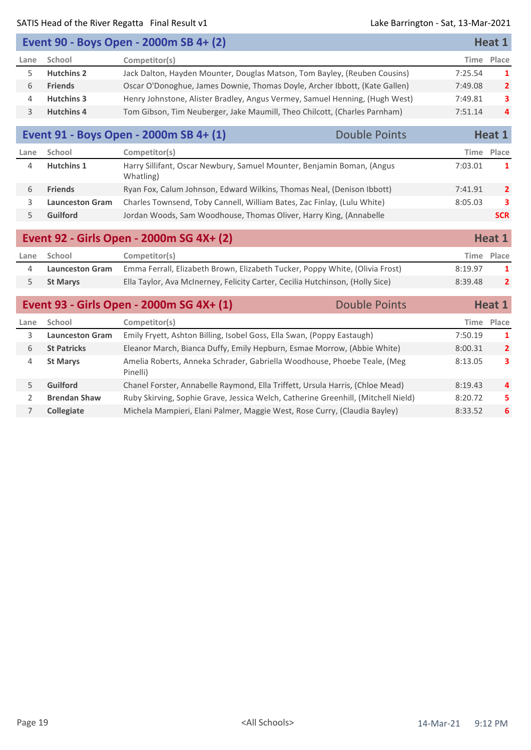## Event 90 - Boys Open - 2000m SB 4+ (2) — Heat 1

| Lane | School | Competitor(s) | Time | Place |
|---|---|---|---|---|
| 5 | **Hutchins 2** | Jack Dalton, Hayden Mounter, Douglas Matson, Tom Bayley, (Reuben Cousins) | 7:25.54 | 1 |
| 6 | **Friends** | Oscar O'Donoghue, James Downie, Thomas Doyle, Archer Ibbott, (Kate Gallen) | 7:49.08 | 2 |
| 4 | **Hutchins 3** | Henry Johnstone, Alister Bradley, Angus Vermey, Samuel Henning, (Hugh West) | 7:49.81 | 3 |
| 3 | **Hutchins 4** | Tom Gibson, Tim Neuberger, Jake Maumill, Theo Chilcott, (Charles Parnham) | 7:51.14 | 4 |

## Event 91 - Boys Open - 2000m SB 4+ (1) — Double Points — Heat 1

| Lane | School | Competitor(s) | Time | Place |
|---|---|---|---|---|
| 4 | **Hutchins 1** | Harry Sillifant, Oscar Newbury, Samuel Mounter, Benjamin Boman, (Angus Whatling) | 7:03.01 | 1 |
| 6 | **Friends** | Ryan Fox, Calum Johnson, Edward Wilkins, Thomas Neal, (Denison Ibbott) | 7:41.91 | 2 |
| 3 | **Launceston Gram** | Charles Townsend, Toby Cannell, William Bates, Zac Finlay, (Lulu White) | 8:05.03 | 3 |
| 5 | **Guilford** | Jordan Woods, Sam Woodhouse, Thomas Oliver, Harry King, (Annabelle | | SCR |

## Event 92 - Girls Open - 2000m SG 4X+ (2) — Heat 1

| Lane | School | Competitor(s) | Time | Place |
|---|---|---|---|---|
| 4 | **Launceston Gram** | Emma Ferrall, Elizabeth Brown, Elizabeth Tucker, Poppy White, (Olivia Frost) | 8:19.97 | 1 |
| 5 | **St Marys** | Ella Taylor, Ava McInerney, Felicity Carter, Cecilia Hutchinson, (Holly Sice) | 8:39.48 | 2 |

## Event 93 - Girls Open - 2000m SG 4X+ (1) — Double Points — Heat 1

| Lane | School | Competitor(s) | Time | Place |
|---|---|---|---|---|
| 3 | **Launceston Gram** | Emily Fryett, Ashton Billing, Isobel Goss, Ella Swan, (Poppy Eastaugh) | 7:50.19 | 1 |
| 6 | **St Patricks** | Eleanor March, Bianca Duffy, Emily Hepburn, Esmae Morrow, (Abbie White) | 8:00.31 | 2 |
| 4 | **St Marys** | Amelia Roberts, Anneka Schrader, Gabriella Woodhouse, Phoebe Teale, (Meg Pinelli) | 8:13.05 | 3 |
| 5 | **Guilford** | Chanel Forster, Annabelle Raymond, Ella Triffett, Ursula Harris, (Chloe Mead) | 8:19.43 | 4 |
| 2 | **Brendan Shaw** | Ruby Skirving, Sophie Grave, Jessica Welch, Catherine Greenhill, (Mitchell Nield) | 8:20.72 | 5 |
| 7 | **Collegiate** | Michela Mampieri, Elani Palmer, Maggie West, Rose Curry, (Claudia Bayley) | 8:33.52 | 6 |